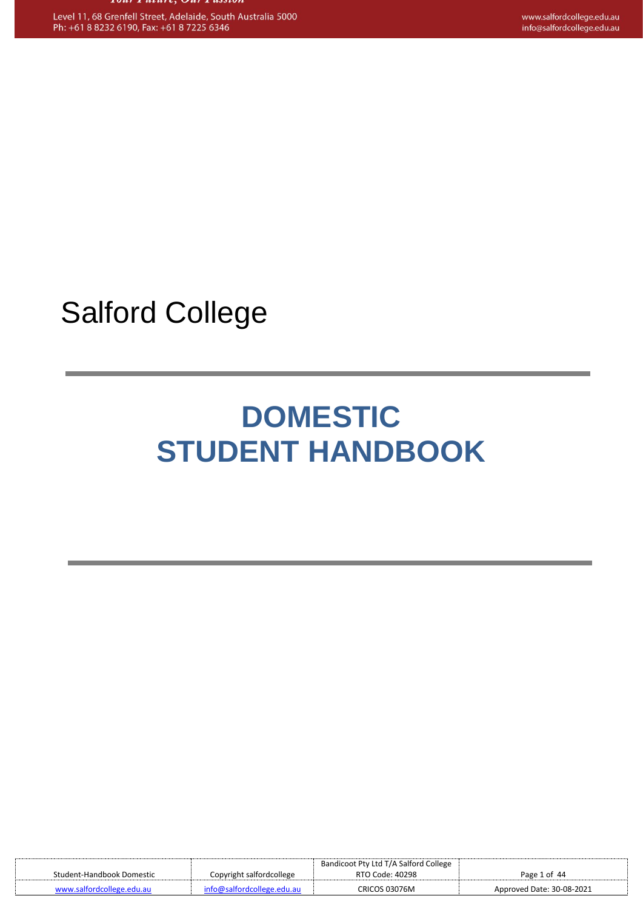Salford College

# DOMESTIC STUDENT HANDBOOK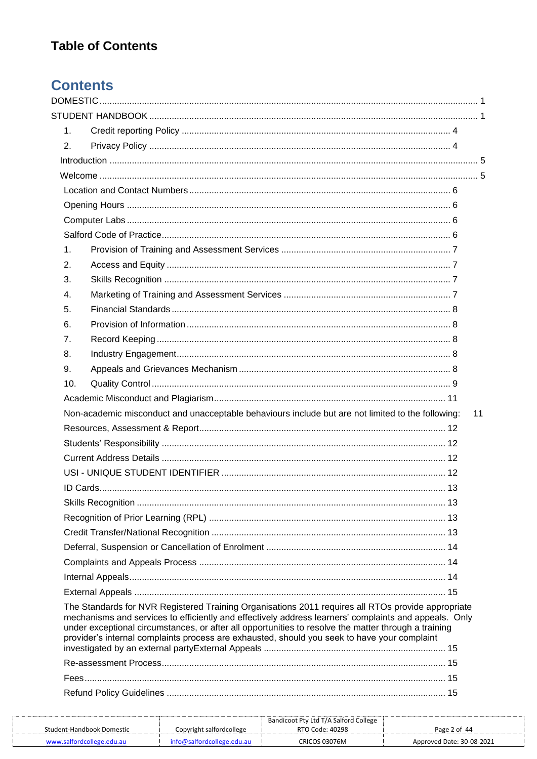# Table of Contents

## Contents

DOMESTIC ..... 1

STUDENT HANDBOOK ..... 1

1. Credit reporting Policy ..... 4
2. Privacy Policy ..... 4

Introduction ..... 5

Welcome ..... 5

Location and Contact Numbers ..... 6

Opening Hours ..... 6

Computer Labs ..... 6

Salford Code of Practice ..... 6

1. Provision of Training and Assessment Services ..... 7
2. Access and Equity ..... 7
3. Skills Recognition ..... 7
4. Marketing of Training and Assessment Services ..... 7
5. Financial Standards ..... 8
6. Provision of Information ..... 8
7. Record Keeping ..... 8
8. Industry Engagement ..... 8
9. Appeals and Grievances Mechanism ..... 8
10. Quality Control ..... 9

Academic Misconduct and Plagiarism ..... 11

Non-academic misconduct and unacceptable behaviours include but are not limited to the following: 11

Resources, Assessment & Report ..... 12

Students' Responsibility ..... 12

Current Address Details ..... 12

USI - UNIQUE STUDENT IDENTIFIER ..... 12

ID Cards ..... 13

Skills Recognition ..... 13

Recognition of Prior Learning (RPL) ..... 13

Credit Transfer/National Recognition ..... 13

Deferral, Suspension or Cancellation of Enrolment ..... 14

Complaints and Appeals Process ..... 14

Internal Appeals ..... 14

External Appeals ..... 15

The Standards for NVR Registered Training Organisations 2011 requires all RTOs provide appropriate mechanisms and services to efficiently and effectively address learners' complaints and appeals. Only under exceptional circumstances, or after all opportunities to resolve the matter through a training provider's internal complaints process are exhausted, should you seek to have your complaint investigated by an external partyExternal Appeals ..... 15

Re-assessment Process ..... 15

Fees ..... 15

Refund Policy Guidelines ..... 15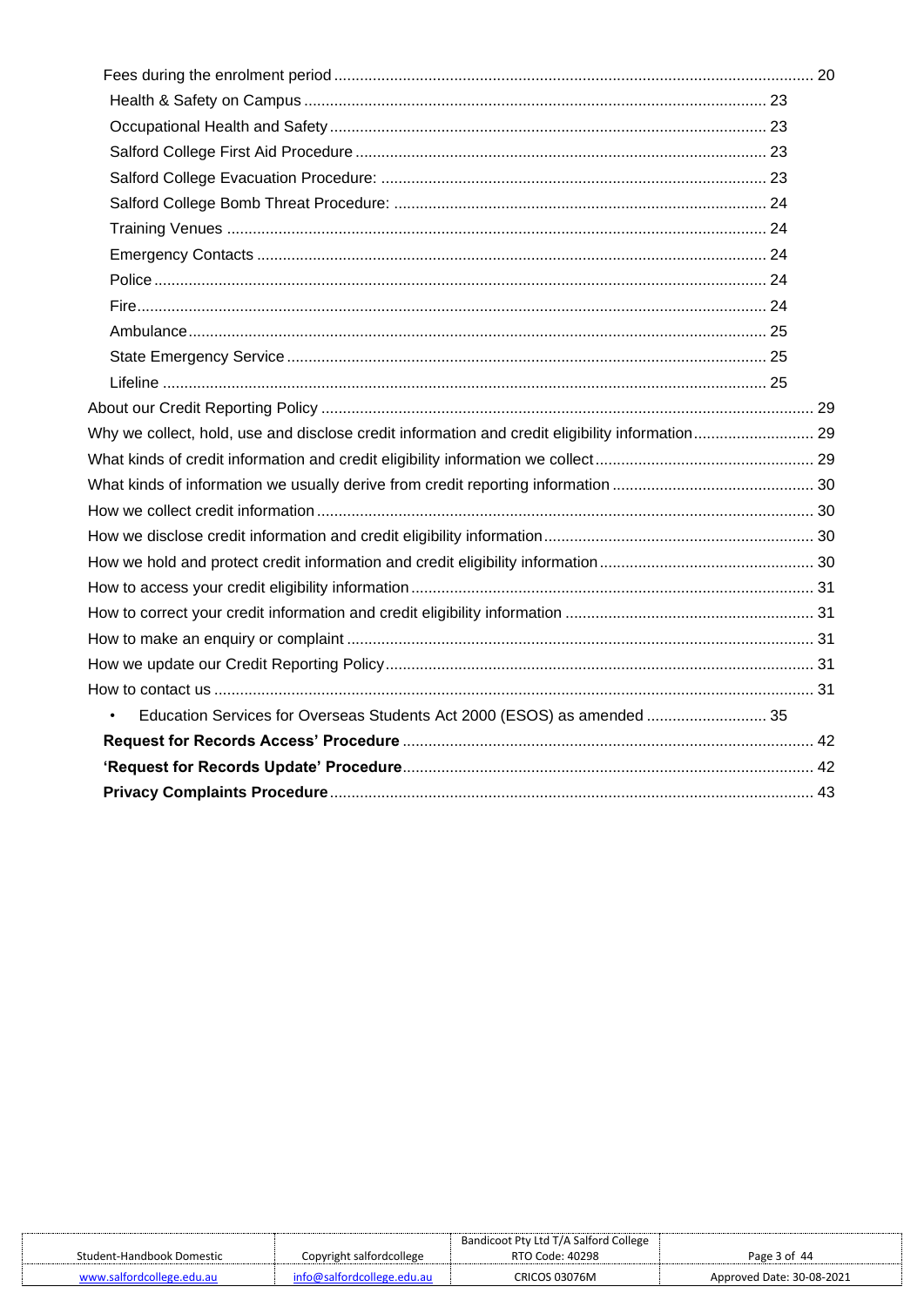Fees during the enrolment period ........................................................................................................... 20

- Health & Safety on Campus ........................................................................................................ 23
- Occupational Health and Safety .................................................................................................. 23
- Salford College First Aid Procedure ............................................................................................ 23
- Salford College Evacuation Procedure: ....................................................................................... 23
- Salford College Bomb Threat Procedure: .................................................................................... 24
- Training Venues .......................................................................................................................... 24
- Emergency Contacts ................................................................................................................... 24
- Police .......................................................................................................................................... 24
- Fire .............................................................................................................................................. 24
- Ambulance .................................................................................................................................. 25
- State Emergency Service ............................................................................................................ 25
- Lifeline ........................................................................................................................................ 25

About our Credit Reporting Policy ................................................................................................................ 29

Why we collect, hold, use and disclose credit information and credit eligibility information ........................... 29

What kinds of credit information and credit eligibility information we collect ................................................. 29

What kinds of information we usually derive from credit reporting information ............................................. 30

How we collect credit information .................................................................................................................. 30

How we disclose credit information and credit eligibility information ............................................................. 30

How we hold and protect credit information and credit eligibility information ................................................ 30

How to access your credit eligibility information ............................................................................................ 31

How to correct your credit information and credit eligibility information ........................................................ 31

How to make an enquiry or complaint ........................................................................................................... 31

How we update our Credit Reporting Policy .................................................................................................. 31

How to contact us .......................................................................................................................................... 31

- Education Services for Overseas Students Act 2000 (ESOS) as amended ............................ 35

**Request for Records Access' Procedure** ............................................................................................... 42

**'Request for Records Update' Procedure** .............................................................................................. 42

**Privacy Complaints Procedure** ............................................................................................................... 43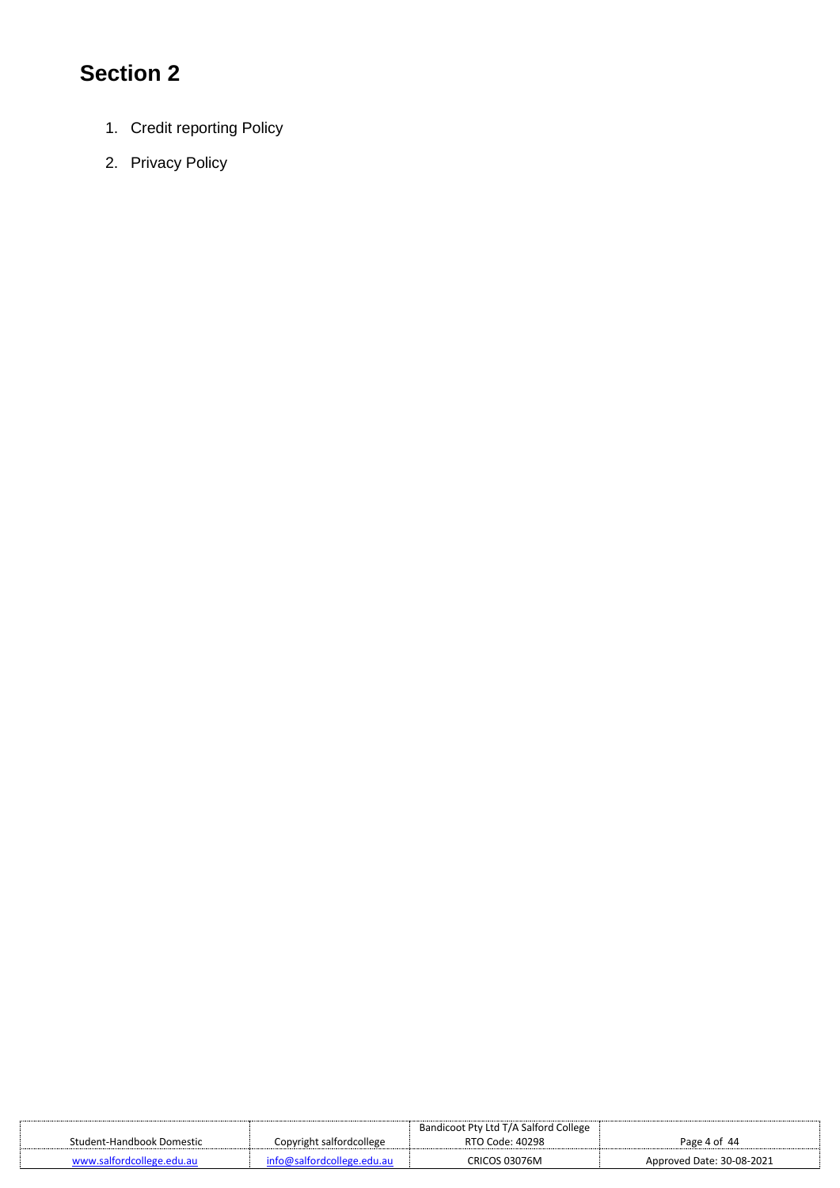# Section 2

1. Credit reporting Policy
2. Privacy Policy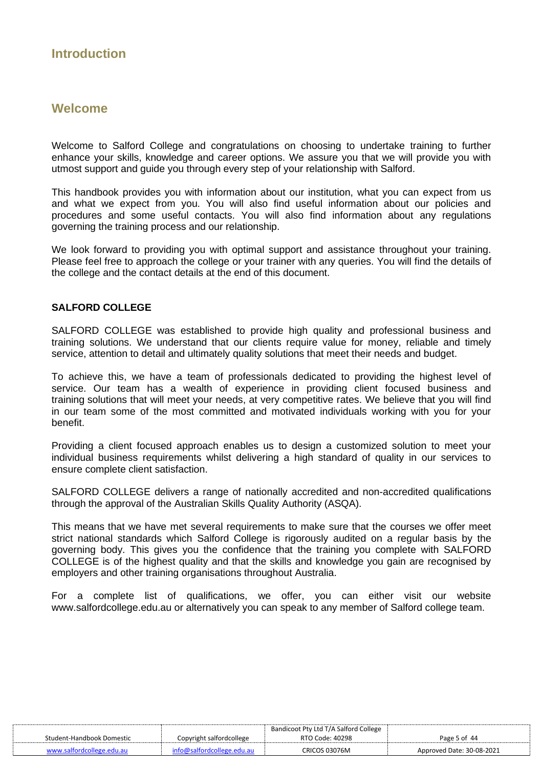# Introduction

## Welcome

Welcome to Salford College and congratulations on choosing to undertake training to further enhance your skills, knowledge and career options. We assure you that we will provide you with utmost support and guide you through every step of your relationship with Salford.

This handbook provides you with information about our institution, what you can expect from us and what we expect from you. You will also find useful information about our policies and procedures and some useful contacts. You will also find information about any regulations governing the training process and our relationship.

We look forward to providing you with optimal support and assistance throughout your training. Please feel free to approach the college or your trainer with any queries. You will find the details of the college and the contact details at the end of this document.

**SALFORD COLLEGE**

SALFORD COLLEGE was established to provide high quality and professional business and training solutions. We understand that our clients require value for money, reliable and timely service, attention to detail and ultimately quality solutions that meet their needs and budget.

To achieve this, we have a team of professionals dedicated to providing the highest level of service. Our team has a wealth of experience in providing client focused business and training solutions that will meet your needs, at very competitive rates. We believe that you will find in our team some of the most committed and motivated individuals working with you for your benefit.

Providing a client focused approach enables us to design a customized solution to meet your individual business requirements whilst delivering a high standard of quality in our services to ensure complete client satisfaction.

SALFORD COLLEGE delivers a range of nationally accredited and non-accredited qualifications through the approval of the Australian Skills Quality Authority (ASQA).

This means that we have met several requirements to make sure that the courses we offer meet strict national standards which Salford College is rigorously audited on a regular basis by the governing body. This gives you the confidence that the training you complete with SALFORD COLLEGE is of the highest quality and that the skills and knowledge you gain are recognised by employers and other training organisations throughout Australia.

For a complete list of qualifications, we offer, you can either visit our website www.salfordcollege.edu.au or alternatively you can speak to any member of Salford college team.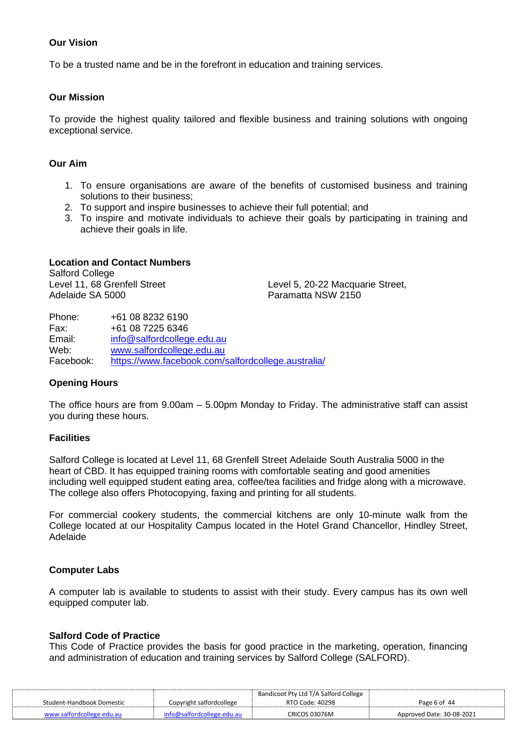### Our Vision

To be a trusted name and be in the forefront in education and training services.

### Our Mission

To provide the highest quality tailored and flexible business and training solutions with ongoing exceptional service.

### Our Aim

1. To ensure organisations are aware of the benefits of customised business and training solutions to their business;
2. To support and inspire businesses to achieve their full potential; and
3. To inspire and motivate individuals to achieve their goals by participating in training and achieve their goals in life.

### Location and Contact Numbers

Salford College
Level 11, 68 Grenfell Street
Adelaide SA 5000

Level 5, 20-22 Macquarie Street,
Paramatta NSW 2150

Phone: +61 08 8232 6190
Fax: +61 08 7225 6346
Email: info@salfordcollege.edu.au
Web: www.salfordcollege.edu.au
Facebook: https://www.facebook.com/salfordcollege.australia/

### Opening Hours

The office hours are from 9.00am – 5.00pm Monday to Friday. The administrative staff can assist you during these hours.

### Facilities

Salford College is located at Level 11, 68 Grenfell Street Adelaide South Australia 5000 in the heart of CBD. It has equipped training rooms with comfortable seating and good amenities including well equipped student eating area, coffee/tea facilities and fridge along with a microwave. The college also offers Photocopying, faxing and printing for all students.

For commercial cookery students, the commercial kitchens are only 10-minute walk from the College located at our Hospitality Campus located in the Hotel Grand Chancellor, Hindley Street, Adelaide

### Computer Labs

A computer lab is available to students to assist with their study. Every campus has its own well equipped computer lab.

### Salford Code of Practice

This Code of Practice provides the basis for good practice in the marketing, operation, financing and administration of education and training services by Salford College (SALFORD).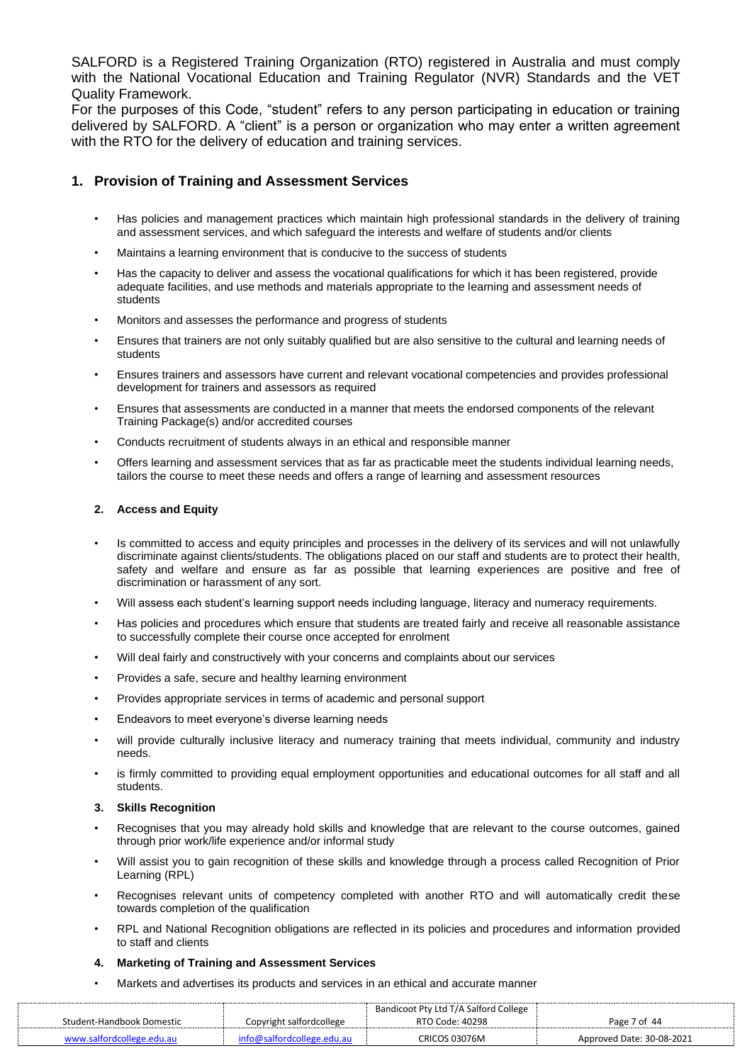SALFORD is a Registered Training Organization (RTO) registered in Australia and must comply with the National Vocational Education and Training Regulator (NVR) Standards and the VET Quality Framework.

For the purposes of this Code, "student" refers to any person participating in education or training delivered by SALFORD. A "client" is a person or organization who may enter a written agreement with the RTO for the delivery of education and training services.

## 1. Provision of Training and Assessment Services

- Has policies and management practices which maintain high professional standards in the delivery of training and assessment services, and which safeguard the interests and welfare of students and/or clients
- Maintains a learning environment that is conducive to the success of students
- Has the capacity to deliver and assess the vocational qualifications for which it has been registered, provide adequate facilities, and use methods and materials appropriate to the learning and assessment needs of students
- Monitors and assesses the performance and progress of students
- Ensures that trainers are not only suitably qualified but are also sensitive to the cultural and learning needs of students
- Ensures trainers and assessors have current and relevant vocational competencies and provides professional development for trainers and assessors as required
- Ensures that assessments are conducted in a manner that meets the endorsed components of the relevant Training Package(s) and/or accredited courses
- Conducts recruitment of students always in an ethical and responsible manner
- Offers learning and assessment services that as far as practicable meet the students individual learning needs, tailors the course to meet these needs and offers a range of learning and assessment resources

### 2. Access and Equity

- Is committed to access and equity principles and processes in the delivery of its services and will not unlawfully discriminate against clients/students. The obligations placed on our staff and students are to protect their health, safety and welfare and ensure as far as possible that learning experiences are positive and free of discrimination or harassment of any sort.
- Will assess each student's learning support needs including language, literacy and numeracy requirements.
- Has policies and procedures which ensure that students are treated fairly and receive all reasonable assistance to successfully complete their course once accepted for enrolment
- Will deal fairly and constructively with your concerns and complaints about our services
- Provides a safe, secure and healthy learning environment
- Provides appropriate services in terms of academic and personal support
- Endeavors to meet everyone's diverse learning needs
- will provide culturally inclusive literacy and numeracy training that meets individual, community and industry needs.
- is firmly committed to providing equal employment opportunities and educational outcomes for all staff and all students.

### 3. Skills Recognition

- Recognises that you may already hold skills and knowledge that are relevant to the course outcomes, gained through prior work/life experience and/or informal study
- Will assist you to gain recognition of these skills and knowledge through a process called Recognition of Prior Learning (RPL)
- Recognises relevant units of competency completed with another RTO and will automatically credit these towards completion of the qualification
- RPL and National Recognition obligations are reflected in its policies and procedures and information provided to staff and clients

### 4. Marketing of Training and Assessment Services

- Markets and advertises its products and services in an ethical and accurate manner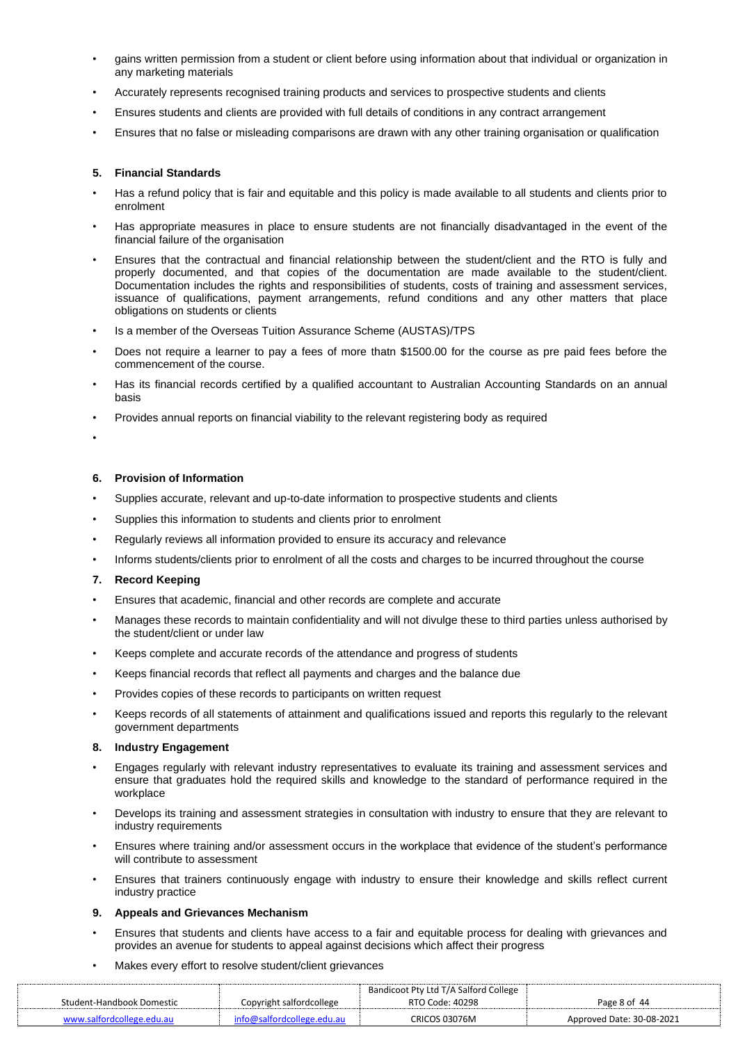- gains written permission from a student or client before using information about that individual or organization in any marketing materials
- Accurately represents recognised training products and services to prospective students and clients
- Ensures students and clients are provided with full details of conditions in any contract arrangement
- Ensures that no false or misleading comparisons are drawn with any other training organisation or qualification

### 5. Financial Standards

- Has a refund policy that is fair and equitable and this policy is made available to all students and clients prior to enrolment
- Has appropriate measures in place to ensure students are not financially disadvantaged in the event of the financial failure of the organisation
- Ensures that the contractual and financial relationship between the student/client and the RTO is fully and properly documented, and that copies of the documentation are made available to the student/client. Documentation includes the rights and responsibilities of students, costs of training and assessment services, issuance of qualifications, payment arrangements, refund conditions and any other matters that place obligations on students or clients
- Is a member of the Overseas Tuition Assurance Scheme (AUSTAS)/TPS
- Does not require a learner to pay a fees of more thatn $1500.00 for the course as pre paid fees before the commencement of the course.
- Has its financial records certified by a qualified accountant to Australian Accounting Standards on an annual basis
- Provides annual reports on financial viability to the relevant registering body as required

### 6. Provision of Information

- Supplies accurate, relevant and up-to-date information to prospective students and clients
- Supplies this information to students and clients prior to enrolment
- Regularly reviews all information provided to ensure its accuracy and relevance
- Informs students/clients prior to enrolment of all the costs and charges to be incurred throughout the course

### 7. Record Keeping

- Ensures that academic, financial and other records are complete and accurate
- Manages these records to maintain confidentiality and will not divulge these to third parties unless authorised by the student/client or under law
- Keeps complete and accurate records of the attendance and progress of students
- Keeps financial records that reflect all payments and charges and the balance due
- Provides copies of these records to participants on written request
- Keeps records of all statements of attainment and qualifications issued and reports this regularly to the relevant government departments

### 8. Industry Engagement

- Engages regularly with relevant industry representatives to evaluate its training and assessment services and ensure that graduates hold the required skills and knowledge to the standard of performance required in the workplace
- Develops its training and assessment strategies in consultation with industry to ensure that they are relevant to industry requirements
- Ensures where training and/or assessment occurs in the workplace that evidence of the student's performance will contribute to assessment
- Ensures that trainers continuously engage with industry to ensure their knowledge and skills reflect current industry practice

### 9. Appeals and Grievances Mechanism

- Ensures that students and clients have access to a fair and equitable process for dealing with grievances and provides an avenue for students to appeal against decisions which affect their progress
- Makes every effort to resolve student/client grievances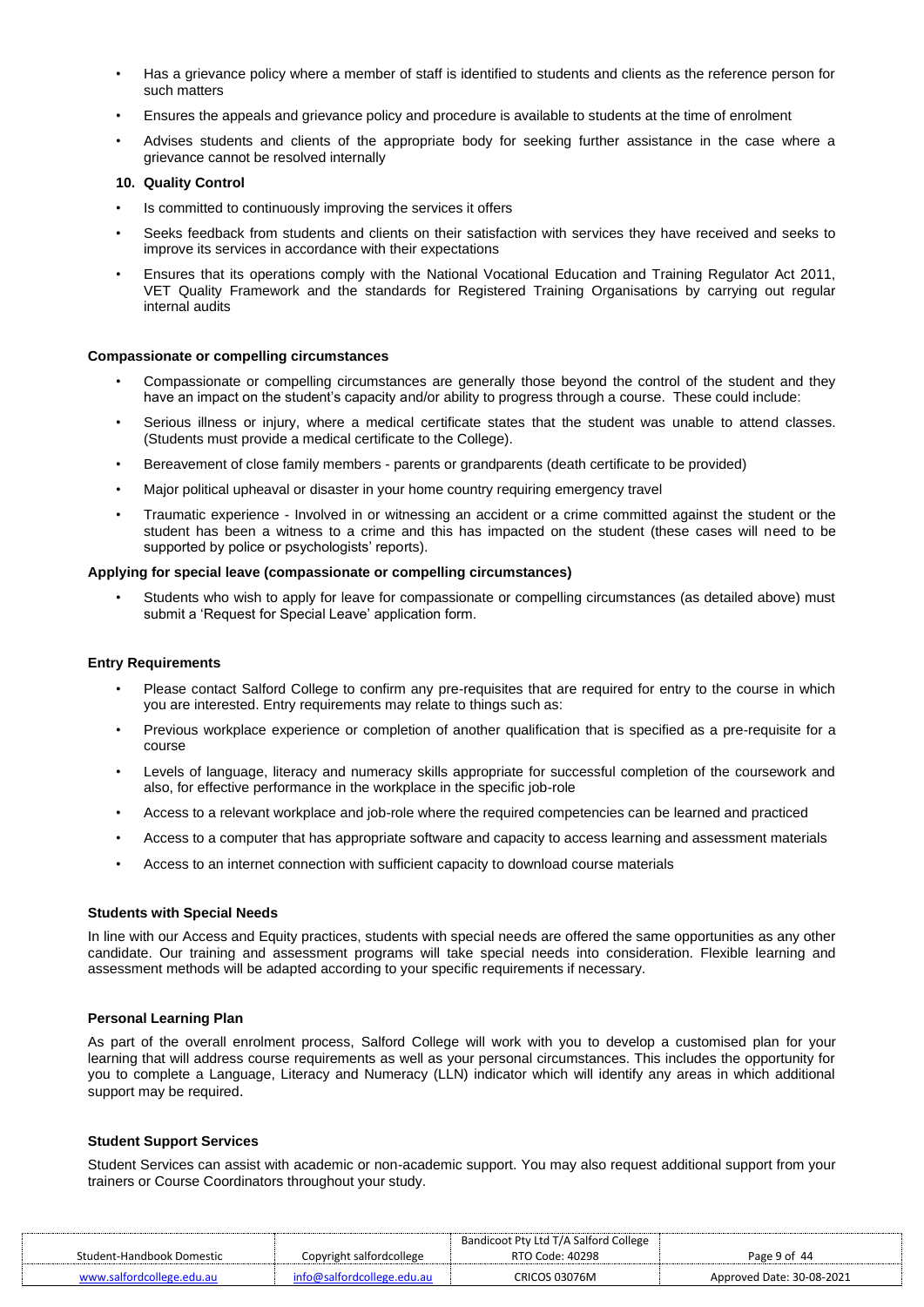- Has a grievance policy where a member of staff is identified to students and clients as the reference person for such matters
- Ensures the appeals and grievance policy and procedure is available to students at the time of enrolment
- Advises students and clients of the appropriate body for seeking further assistance in the case where a grievance cannot be resolved internally

**10. Quality Control**

- Is committed to continuously improving the services it offers
- Seeks feedback from students and clients on their satisfaction with services they have received and seeks to improve its services in accordance with their expectations
- Ensures that its operations comply with the National Vocational Education and Training Regulator Act 2011, VET Quality Framework and the standards for Registered Training Organisations by carrying out regular internal audits

### Compassionate or compelling circumstances

- Compassionate or compelling circumstances are generally those beyond the control of the student and they have an impact on the student's capacity and/or ability to progress through a course. These could include:
- Serious illness or injury, where a medical certificate states that the student was unable to attend classes. (Students must provide a medical certificate to the College).
- Bereavement of close family members - parents or grandparents (death certificate to be provided)
- Major political upheaval or disaster in your home country requiring emergency travel
- Traumatic experience - Involved in or witnessing an accident or a crime committed against the student or the student has been a witness to a crime and this has impacted on the student (these cases will need to be supported by police or psychologists' reports).

### Applying for special leave (compassionate or compelling circumstances)

- Students who wish to apply for leave for compassionate or compelling circumstances (as detailed above) must submit a 'Request for Special Leave' application form.

### Entry Requirements

- Please contact Salford College to confirm any pre-requisites that are required for entry to the course in which you are interested. Entry requirements may relate to things such as:
- Previous workplace experience or completion of another qualification that is specified as a pre-requisite for a course
- Levels of language, literacy and numeracy skills appropriate for successful completion of the coursework and also, for effective performance in the workplace in the specific job-role
- Access to a relevant workplace and job-role where the required competencies can be learned and practiced
- Access to a computer that has appropriate software and capacity to access learning and assessment materials
- Access to an internet connection with sufficient capacity to download course materials

### Students with Special Needs

In line with our Access and Equity practices, students with special needs are offered the same opportunities as any other candidate. Our training and assessment programs will take special needs into consideration. Flexible learning and assessment methods will be adapted according to your specific requirements if necessary.

### Personal Learning Plan

As part of the overall enrolment process, Salford College will work with you to develop a customised plan for your learning that will address course requirements as well as your personal circumstances. This includes the opportunity for you to complete a Language, Literacy and Numeracy (LLN) indicator which will identify any areas in which additional support may be required.

### Student Support Services

Student Services can assist with academic or non-academic support. You may also request additional support from your trainers or Course Coordinators throughout your study.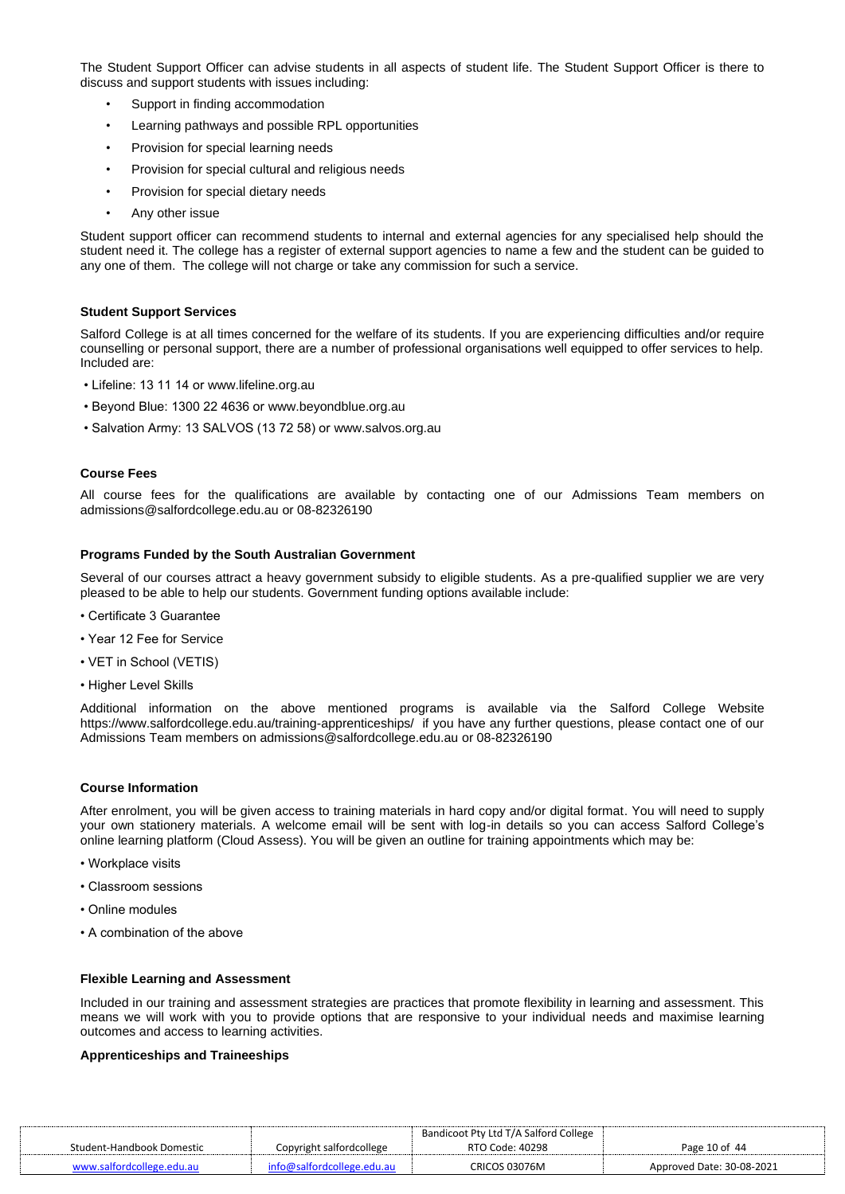The Student Support Officer can advise students in all aspects of student life. The Student Support Officer is there to discuss and support students with issues including:

- Support in finding accommodation
- Learning pathways and possible RPL opportunities
- Provision for special learning needs
- Provision for special cultural and religious needs
- Provision for special dietary needs
- Any other issue

Student support officer can recommend students to internal and external agencies for any specialised help should the student need it. The college has a register of external support agencies to name a few and the student can be guided to any one of them. The college will not charge or take any commission for such a service.

### Student Support Services

Salford College is at all times concerned for the welfare of its students. If you are experiencing difficulties and/or require counselling or personal support, there are a number of professional organisations well equipped to offer services to help. Included are:

- Lifeline: 13 11 14 or www.lifeline.org.au
- Beyond Blue: 1300 22 4636 or www.beyondblue.org.au
- Salvation Army: 13 SALVOS (13 72 58) or www.salvos.org.au

### Course Fees

All course fees for the qualifications are available by contacting one of our Admissions Team members on admissions@salfordcollege.edu.au or 08-82326190

### Programs Funded by the South Australian Government

Several of our courses attract a heavy government subsidy to eligible students. As a pre-qualified supplier we are very pleased to be able to help our students. Government funding options available include:

- Certificate 3 Guarantee
- Year 12 Fee for Service
- VET in School (VETIS)
- Higher Level Skills

Additional information on the above mentioned programs is available via the Salford College Website https://www.salfordcollege.edu.au/training-apprenticeships/ if you have any further questions, please contact one of our Admissions Team members on admissions@salfordcollege.edu.au or 08-82326190

### Course Information

After enrolment, you will be given access to training materials in hard copy and/or digital format. You will need to supply your own stationery materials. A welcome email will be sent with log-in details so you can access Salford College's online learning platform (Cloud Assess). You will be given an outline for training appointments which may be:

- Workplace visits
- Classroom sessions
- Online modules
- A combination of the above

### Flexible Learning and Assessment

Included in our training and assessment strategies are practices that promote flexibility in learning and assessment. This means we will work with you to provide options that are responsive to your individual needs and maximise learning outcomes and access to learning activities.

### Apprenticeships and Traineeships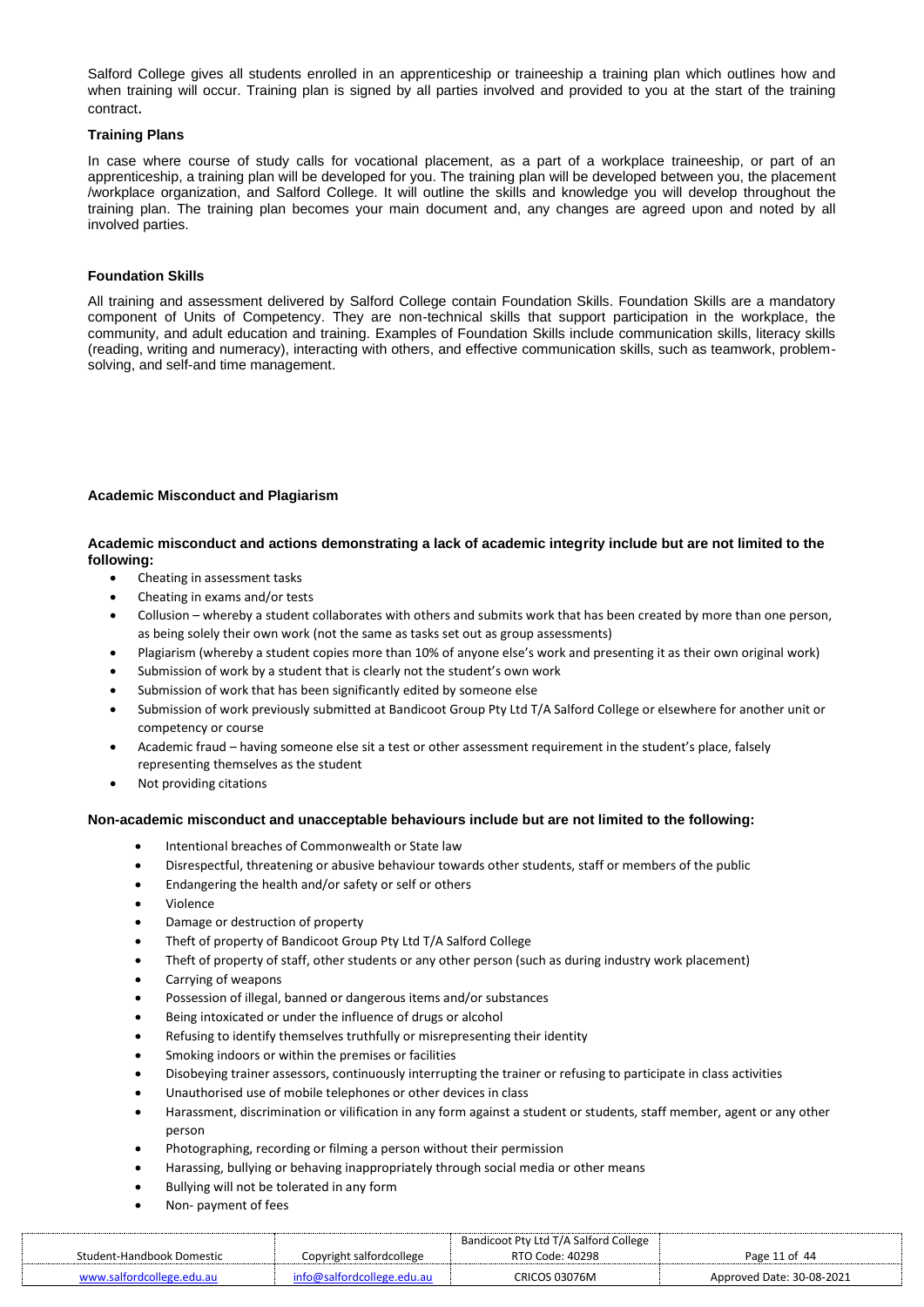Salford College gives all students enrolled in an apprenticeship or traineeship a training plan which outlines how and when training will occur. Training plan is signed by all parties involved and provided to you at the start of the training contract.

### Training Plans

In case where course of study calls for vocational placement, as a part of a workplace traineeship, or part of an apprenticeship, a training plan will be developed for you. The training plan will be developed between you, the placement /workplace organization, and Salford College. It will outline the skills and knowledge you will develop throughout the training plan. The training plan becomes your main document and, any changes are agreed upon and noted by all involved parties.

### Foundation Skills

All training and assessment delivered by Salford College contain Foundation Skills. Foundation Skills are a mandatory component of Units of Competency. They are non-technical skills that support participation in the workplace, the community, and adult education and training. Examples of Foundation Skills include communication skills, literacy skills (reading, writing and numeracy), interacting with others, and effective communication skills, such as teamwork, problem-solving, and self-and time management.

### Academic Misconduct and Plagiarism

**Academic misconduct and actions demonstrating a lack of academic integrity include but are not limited to the following:**

- Cheating in assessment tasks
- Cheating in exams and/or tests
- Collusion – whereby a student collaborates with others and submits work that has been created by more than one person, as being solely their own work (not the same as tasks set out as group assessments)
- Plagiarism (whereby a student copies more than 10% of anyone else's work and presenting it as their own original work)
- Submission of work by a student that is clearly not the student's own work
- Submission of work that has been significantly edited by someone else
- Submission of work previously submitted at Bandicoot Group Pty Ltd T/A Salford College or elsewhere for another unit or competency or course
- Academic fraud – having someone else sit a test or other assessment requirement in the student's place, falsely representing themselves as the student
- Not providing citations

**Non-academic misconduct and unacceptable behaviours include but are not limited to the following:**

- Intentional breaches of Commonwealth or State law
- Disrespectful, threatening or abusive behaviour towards other students, staff or members of the public
- Endangering the health and/or safety or self or others
- Violence
- Damage or destruction of property
- Theft of property of Bandicoot Group Pty Ltd T/A Salford College
- Theft of property of staff, other students or any other person (such as during industry work placement)
- Carrying of weapons
- Possession of illegal, banned or dangerous items and/or substances
- Being intoxicated or under the influence of drugs or alcohol
- Refusing to identify themselves truthfully or misrepresenting their identity
- Smoking indoors or within the premises or facilities
- Disobeying trainer assessors, continuously interrupting the trainer or refusing to participate in class activities
- Unauthorised use of mobile telephones or other devices in class
- Harassment, discrimination or vilification in any form against a student or students, staff member, agent or any other person
- Photographing, recording or filming a person without their permission
- Harassing, bullying or behaving inappropriately through social media or other means
- Bullying will not be tolerated in any form
- Non- payment of fees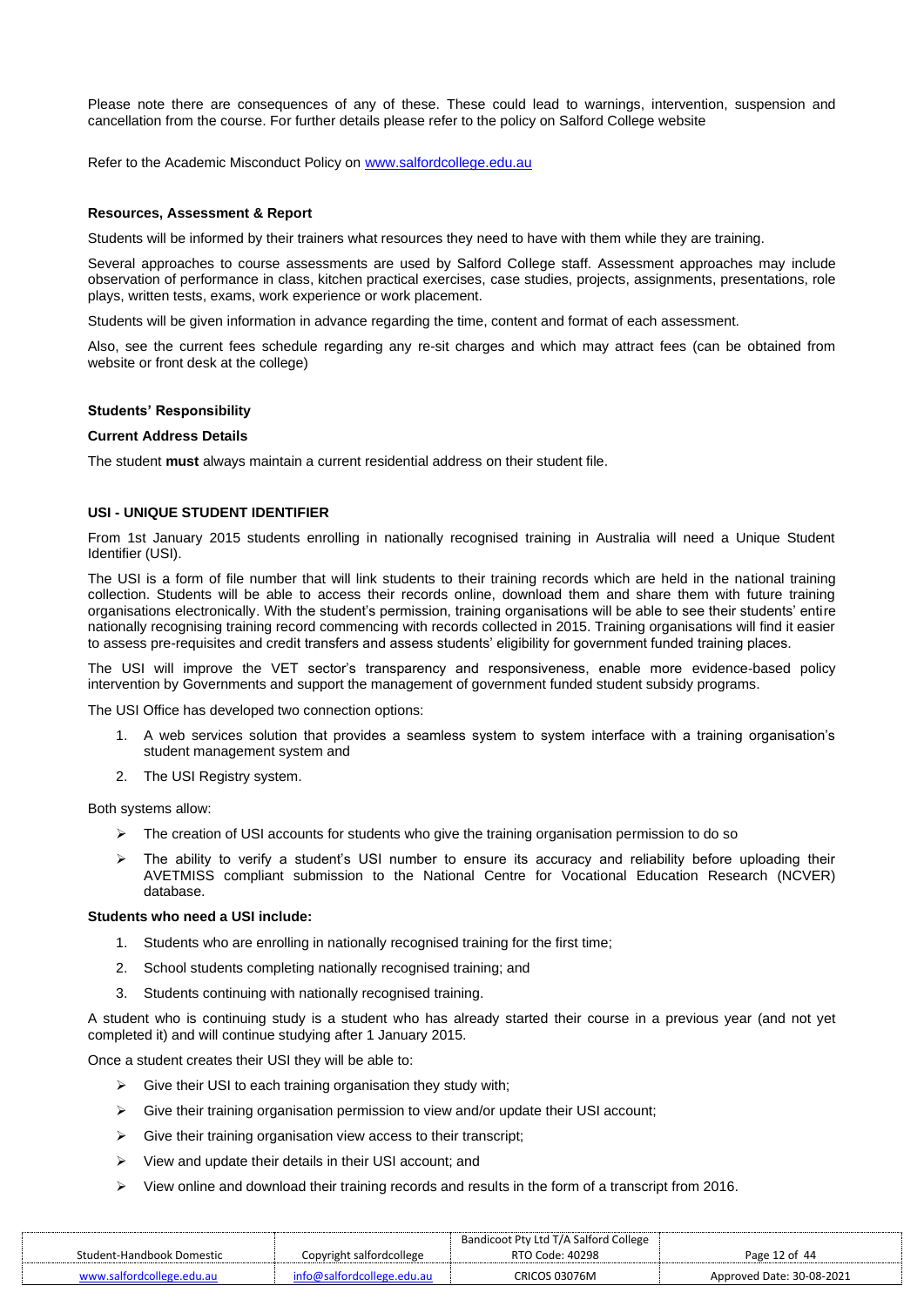Please note there are consequences of any of these. These could lead to warnings, intervention, suspension and cancellation from the course. For further details please refer to the policy on Salford College website

Refer to the Academic Misconduct Policy on [www.salfordcollege.edu.au](http://www.salfordcollege.edu.au)

**Resources, Assessment & Report**

Students will be informed by their trainers what resources they need to have with them while they are training.

Several approaches to course assessments are used by Salford College staff. Assessment approaches may include observation of performance in class, kitchen practical exercises, case studies, projects, assignments, presentations, role plays, written tests, exams, work experience or work placement.

Students will be given information in advance regarding the time, content and format of each assessment.

Also, see the current fees schedule regarding any re-sit charges and which may attract fees (can be obtained from website or front desk at the college)

**Students' Responsibility**

**Current Address Details**

The student **must** always maintain a current residential address on their student file.

**USI - UNIQUE STUDENT IDENTIFIER**

From 1st January 2015 students enrolling in nationally recognised training in Australia will need a Unique Student Identifier (USI).

The USI is a form of file number that will link students to their training records which are held in the national training collection. Students will be able to access their records online, download them and share them with future training organisations electronically. With the student's permission, training organisations will be able to see their students' entire nationally recognising training record commencing with records collected in 2015. Training organisations will find it easier to assess pre-requisites and credit transfers and assess students' eligibility for government funded training places.

The USI will improve the VET sector's transparency and responsiveness, enable more evidence-based policy intervention by Governments and support the management of government funded student subsidy programs.

The USI Office has developed two connection options:

1. A web services solution that provides a seamless system to system interface with a training organisation's student management system and
2. The USI Registry system.

Both systems allow:

- The creation of USI accounts for students who give the training organisation permission to do so
- The ability to verify a student's USI number to ensure its accuracy and reliability before uploading their AVETMISS compliant submission to the National Centre for Vocational Education Research (NCVER) database.

**Students who need a USI include:**

1. Students who are enrolling in nationally recognised training for the first time;
2. School students completing nationally recognised training; and
3. Students continuing with nationally recognised training.

A student who is continuing study is a student who has already started their course in a previous year (and not yet completed it) and will continue studying after 1 January 2015.

Once a student creates their USI they will be able to:

- Give their USI to each training organisation they study with;
- Give their training organisation permission to view and/or update their USI account;
- Give their training organisation view access to their transcript;
- View and update their details in their USI account; and
- View online and download their training records and results in the form of a transcript from 2016.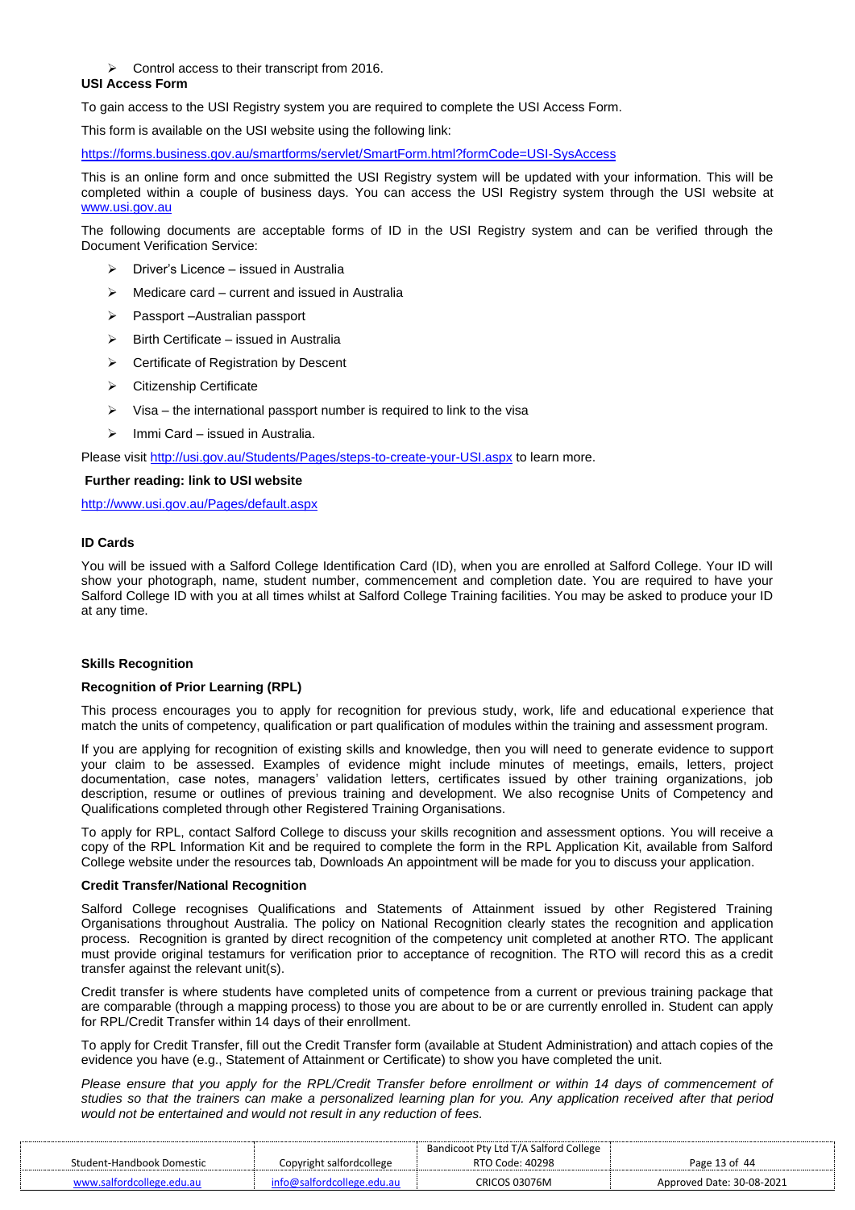- Control access to their transcript from 2016.

**USI Access Form**

To gain access to the USI Registry system you are required to complete the USI Access Form.

This form is available on the USI website using the following link:

https://forms.business.gov.au/smartforms/servlet/SmartForm.html?formCode=USI-SysAccess

This is an online form and once submitted the USI Registry system will be updated with your information. This will be completed within a couple of business days. You can access the USI Registry system through the USI website at www.usi.gov.au

The following documents are acceptable forms of ID in the USI Registry system and can be verified through the Document Verification Service:

- Driver's Licence – issued in Australia
- Medicare card – current and issued in Australia
- Passport –Australian passport
- Birth Certificate – issued in Australia
- Certificate of Registration by Descent
- Citizenship Certificate
- Visa – the international passport number is required to link to the visa
- Immi Card – issued in Australia.

Please visit http://usi.gov.au/Students/Pages/steps-to-create-your-USI.aspx to learn more.

**Further reading: link to USI website**

http://www.usi.gov.au/Pages/default.aspx

**ID Cards**

You will be issued with a Salford College Identification Card (ID), when you are enrolled at Salford College. Your ID will show your photograph, name, student number, commencement and completion date. You are required to have your Salford College ID with you at all times whilst at Salford College Training facilities. You may be asked to produce your ID at any time.

**Skills Recognition**

**Recognition of Prior Learning (RPL)**

This process encourages you to apply for recognition for previous study, work, life and educational experience that match the units of competency, qualification or part qualification of modules within the training and assessment program.

If you are applying for recognition of existing skills and knowledge, then you will need to generate evidence to support your claim to be assessed. Examples of evidence might include minutes of meetings, emails, letters, project documentation, case notes, managers' validation letters, certificates issued by other training organizations, job description, resume or outlines of previous training and development. We also recognise Units of Competency and Qualifications completed through other Registered Training Organisations.

To apply for RPL, contact Salford College to discuss your skills recognition and assessment options. You will receive a copy of the RPL Information Kit and be required to complete the form in the RPL Application Kit, available from Salford College website under the resources tab, Downloads An appointment will be made for you to discuss your application.

**Credit Transfer/National Recognition**

Salford College recognises Qualifications and Statements of Attainment issued by other Registered Training Organisations throughout Australia. The policy on National Recognition clearly states the recognition and application process. Recognition is granted by direct recognition of the competency unit completed at another RTO. The applicant must provide original testamurs for verification prior to acceptance of recognition. The RTO will record this as a credit transfer against the relevant unit(s).

Credit transfer is where students have completed units of competence from a current or previous training package that are comparable (through a mapping process) to those you are about to be or are currently enrolled in. Student can apply for RPL/Credit Transfer within 14 days of their enrollment.

To apply for Credit Transfer, fill out the Credit Transfer form (available at Student Administration) and attach copies of the evidence you have (e.g., Statement of Attainment or Certificate) to show you have completed the unit.

*Please ensure that you apply for the RPL/Credit Transfer before enrollment or within 14 days of commencement of studies so that the trainers can make a personalized learning plan for you. Any application received after that period would not be entertained and would not result in any reduction of fees.*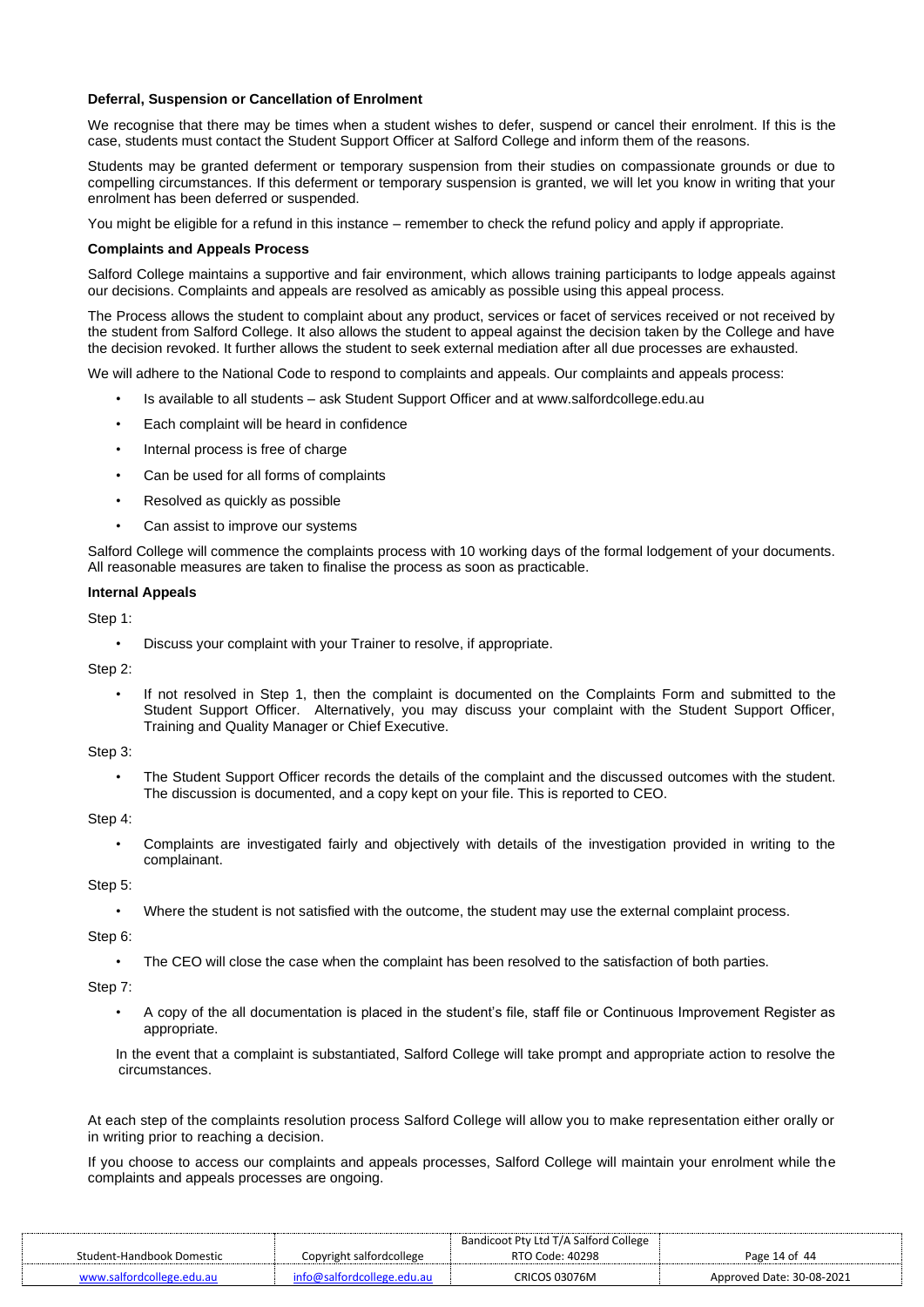### Deferral, Suspension or Cancellation of Enrolment

We recognise that there may be times when a student wishes to defer, suspend or cancel their enrolment. If this is the case, students must contact the Student Support Officer at Salford College and inform them of the reasons.

Students may be granted deferment or temporary suspension from their studies on compassionate grounds or due to compelling circumstances. If this deferment or temporary suspension is granted, we will let you know in writing that your enrolment has been deferred or suspended.

You might be eligible for a refund in this instance – remember to check the refund policy and apply if appropriate.

### Complaints and Appeals Process

Salford College maintains a supportive and fair environment, which allows training participants to lodge appeals against our decisions. Complaints and appeals are resolved as amicably as possible using this appeal process.

The Process allows the student to complaint about any product, services or facet of services received or not received by the student from Salford College. It also allows the student to appeal against the decision taken by the College and have the decision revoked. It further allows the student to seek external mediation after all due processes are exhausted.

We will adhere to the National Code to respond to complaints and appeals. Our complaints and appeals process:

- Is available to all students – ask Student Support Officer and at www.salfordcollege.edu.au
- Each complaint will be heard in confidence
- Internal process is free of charge
- Can be used for all forms of complaints
- Resolved as quickly as possible
- Can assist to improve our systems

Salford College will commence the complaints process with 10 working days of the formal lodgement of your documents. All reasonable measures are taken to finalise the process as soon as practicable.

### Internal Appeals

Step 1:

- Discuss your complaint with your Trainer to resolve, if appropriate.

Step 2:

- If not resolved in Step 1, then the complaint is documented on the Complaints Form and submitted to the Student Support Officer. Alternatively, you may discuss your complaint with the Student Support Officer, Training and Quality Manager or Chief Executive.

Step 3:

- The Student Support Officer records the details of the complaint and the discussed outcomes with the student. The discussion is documented, and a copy kept on your file. This is reported to CEO.

Step 4:

- Complaints are investigated fairly and objectively with details of the investigation provided in writing to the complainant.

Step 5:

- Where the student is not satisfied with the outcome, the student may use the external complaint process.

Step 6:

- The CEO will close the case when the complaint has been resolved to the satisfaction of both parties.

Step 7:

- A copy of the all documentation is placed in the student's file, staff file or Continuous Improvement Register as appropriate.

In the event that a complaint is substantiated, Salford College will take prompt and appropriate action to resolve the circumstances.

At each step of the complaints resolution process Salford College will allow you to make representation either orally or in writing prior to reaching a decision.

If you choose to access our complaints and appeals processes, Salford College will maintain your enrolment while the complaints and appeals processes are ongoing.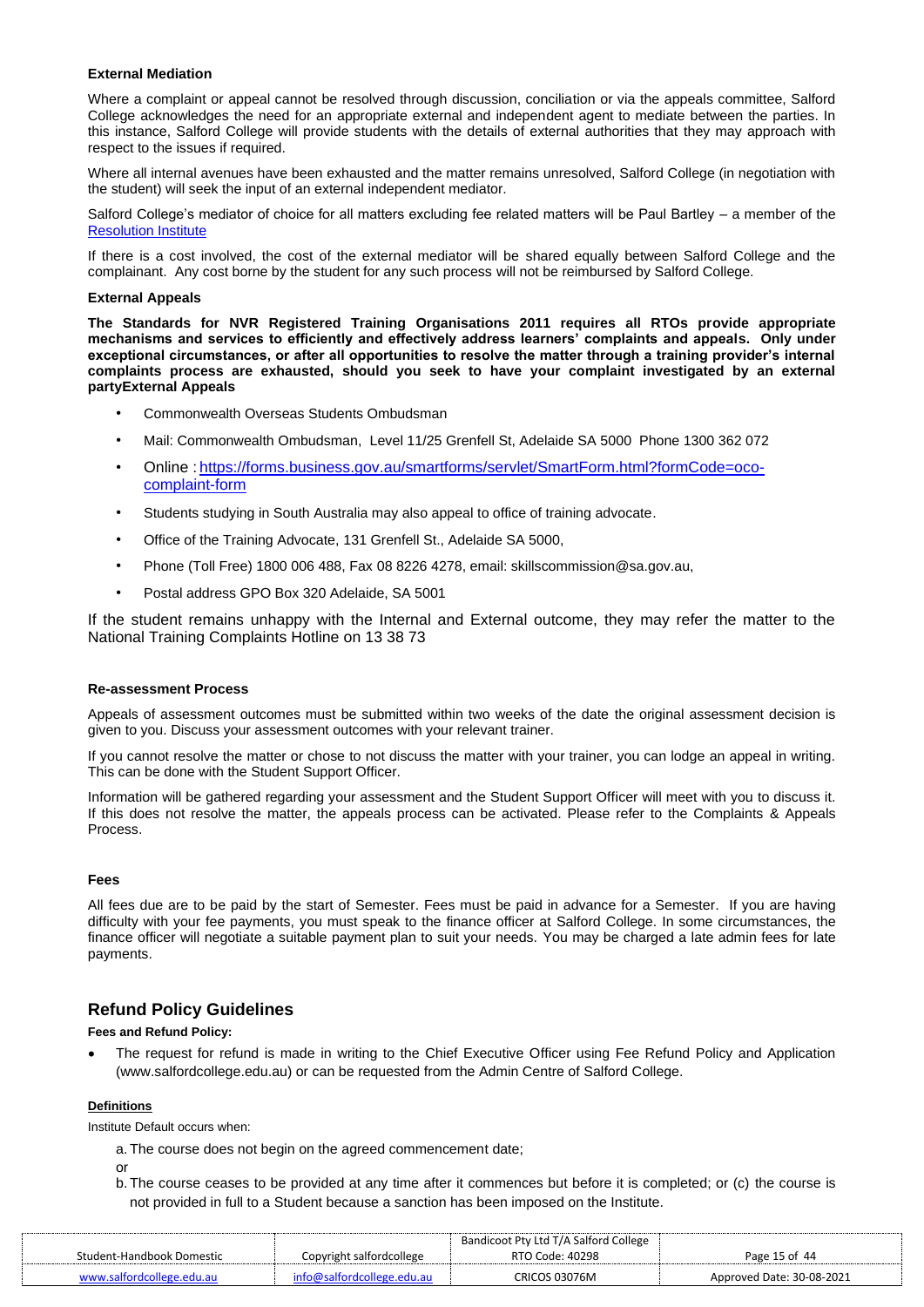#### External Mediation

Where a complaint or appeal cannot be resolved through discussion, conciliation or via the appeals committee, Salford College acknowledges the need for an appropriate external and independent agent to mediate between the parties. In this instance, Salford College will provide students with the details of external authorities that they may approach with respect to the issues if required.

Where all internal avenues have been exhausted and the matter remains unresolved, Salford College (in negotiation with the student) will seek the input of an external independent mediator.

Salford College's mediator of choice for all matters excluding fee related matters will be Paul Bartley – a member of the Resolution Institute

If there is a cost involved, the cost of the external mediator will be shared equally between Salford College and the complainant. Any cost borne by the student for any such process will not be reimbursed by Salford College.

#### External Appeals

**The Standards for NVR Registered Training Organisations 2011 requires all RTOs provide appropriate mechanisms and services to efficiently and effectively address learners' complaints and appeals. Only under exceptional circumstances, or after all opportunities to resolve the matter through a training provider's internal complaints process are exhausted, should you seek to have your complaint investigated by an external partyExternal Appeals**

- Commonwealth Overseas Students Ombudsman
- Mail: Commonwealth Ombudsman, Level 11/25 Grenfell St, Adelaide SA 5000 Phone 1300 362 072
- Online : https://forms.business.gov.au/smartforms/servlet/SmartForm.html?formCode=oco-complaint-form
- Students studying in South Australia may also appeal to office of training advocate.
- Office of the Training Advocate, 131 Grenfell St., Adelaide SA 5000,
- Phone (Toll Free) 1800 006 488, Fax 08 8226 4278, email: skillscommission@sa.gov.au,
- Postal address GPO Box 320 Adelaide, SA 5001

If the student remains unhappy with the Internal and External outcome, they may refer the matter to the National Training Complaints Hotline on 13 38 73

#### Re-assessment Process

Appeals of assessment outcomes must be submitted within two weeks of the date the original assessment decision is given to you. Discuss your assessment outcomes with your relevant trainer.

If you cannot resolve the matter or chose to not discuss the matter with your trainer, you can lodge an appeal in writing. This can be done with the Student Support Officer.

Information will be gathered regarding your assessment and the Student Support Officer will meet with you to discuss it. If this does not resolve the matter, the appeals process can be activated. Please refer to the Complaints & Appeals Process.

#### Fees

All fees due are to be paid by the start of Semester. Fees must be paid in advance for a Semester. If you are having difficulty with your fee payments, you must speak to the finance officer at Salford College. In some circumstances, the finance officer will negotiate a suitable payment plan to suit your needs. You may be charged a late admin fees for late payments.

## Refund Policy Guidelines

**Fees and Refund Policy:**

- The request for refund is made in writing to the Chief Executive Officer using Fee Refund Policy and Application (www.salfordcollege.edu.au) or can be requested from the Admin Centre of Salford College.

**Definitions**

Institute Default occurs when:

a. The course does not begin on the agreed commencement date;

or

b. The course ceases to be provided at any time after it commences but before it is completed; or (c) the course is not provided in full to a Student because a sanction has been imposed on the Institute.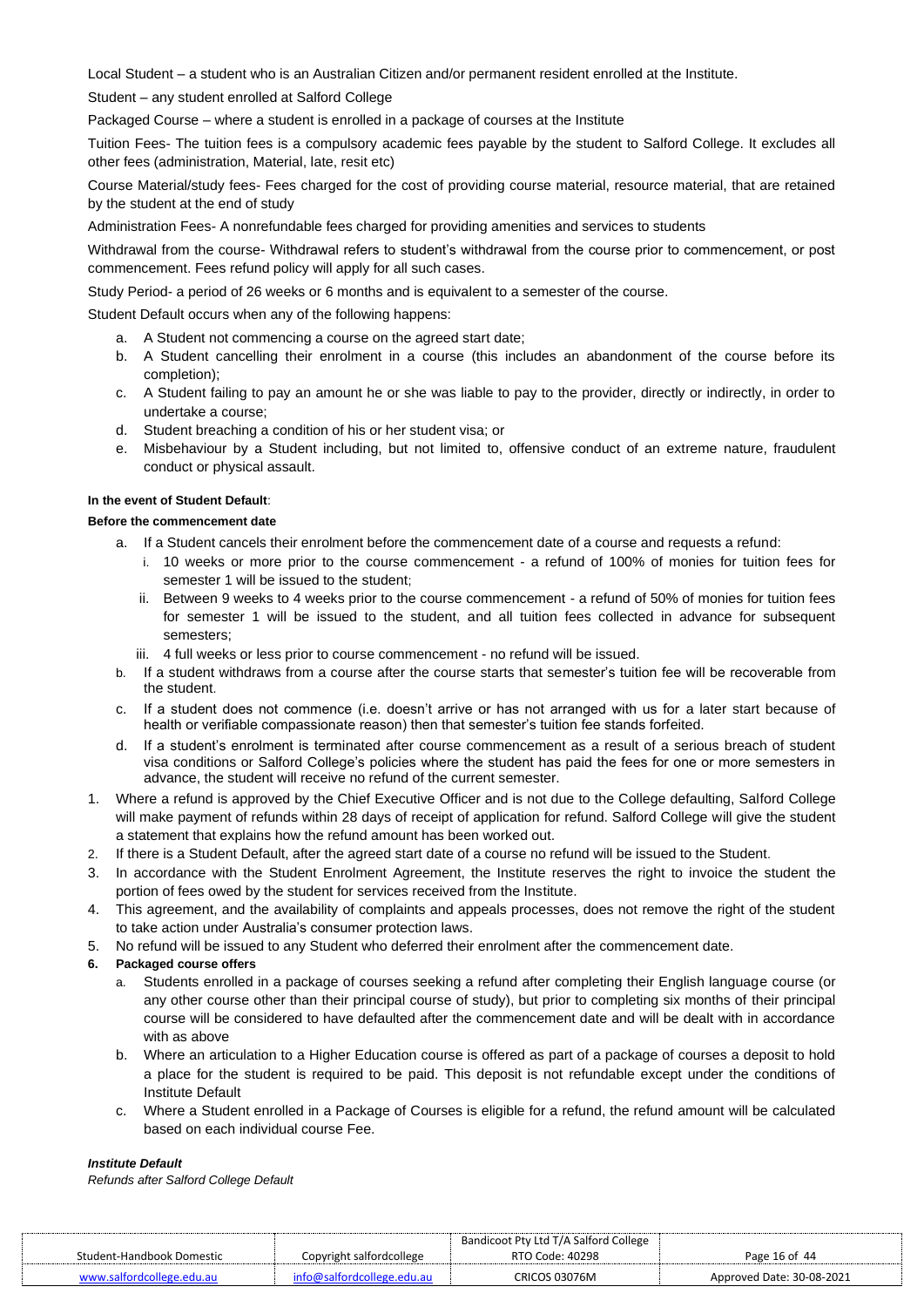Local Student – a student who is an Australian Citizen and/or permanent resident enrolled at the Institute.

Student – any student enrolled at Salford College

Packaged Course – where a student is enrolled in a package of courses at the Institute

Tuition Fees- The tuition fees is a compulsory academic fees payable by the student to Salford College. It excludes all other fees (administration, Material, late, resit etc)

Course Material/study fees- Fees charged for the cost of providing course material, resource material, that are retained by the student at the end of study

Administration Fees- A nonrefundable fees charged for providing amenities and services to students

Withdrawal from the course- Withdrawal refers to student's withdrawal from the course prior to commencement, or post commencement. Fees refund policy will apply for all such cases.

Study Period- a period of 26 weeks or 6 months and is equivalent to a semester of the course.

Student Default occurs when any of the following happens:

a. A Student not commencing a course on the agreed start date;
b. A Student cancelling their enrolment in a course (this includes an abandonment of the course before its completion);
c. A Student failing to pay an amount he or she was liable to pay to the provider, directly or indirectly, in order to undertake a course;
d. Student breaching a condition of his or her student visa; or
e. Misbehaviour by a Student including, but not limited to, offensive conduct of an extreme nature, fraudulent conduct or physical assault.

**In the event of Student Default**:

**Before the commencement date**

a. If a Student cancels their enrolment before the commencement date of a course and requests a refund:
   i. 10 weeks or more prior to the course commencement - a refund of 100% of monies for tuition fees for semester 1 will be issued to the student;
   ii. Between 9 weeks to 4 weeks prior to the course commencement - a refund of 50% of monies for tuition fees for semester 1 will be issued to the student, and all tuition fees collected in advance for subsequent semesters;
   iii. 4 full weeks or less prior to course commencement - no refund will be issued.
b. If a student withdraws from a course after the course starts that semester's tuition fee will be recoverable from the student.
c. If a student does not commence (i.e. doesn't arrive or has not arranged with us for a later start because of health or verifiable compassionate reason) then that semester's tuition fee stands forfeited.
d. If a student's enrolment is terminated after course commencement as a result of a serious breach of student visa conditions or Salford College's policies where the student has paid the fees for one or more semesters in advance, the student will receive no refund of the current semester.

1. Where a refund is approved by the Chief Executive Officer and is not due to the College defaulting, Salford College will make payment of refunds within 28 days of receipt of application for refund. Salford College will give the student a statement that explains how the refund amount has been worked out.
2. If there is a Student Default, after the agreed start date of a course no refund will be issued to the Student.
3. In accordance with the Student Enrolment Agreement, the Institute reserves the right to invoice the student the portion of fees owed by the student for services received from the Institute.
4. This agreement, and the availability of complaints and appeals processes, does not remove the right of the student to take action under Australia's consumer protection laws.
5. No refund will be issued to any Student who deferred their enrolment after the commencement date.
6. **Packaged course offers**
   a. Students enrolled in a package of courses seeking a refund after completing their English language course (or any other course other than their principal course of study), but prior to completing six months of their principal course will be considered to have defaulted after the commencement date and will be dealt with in accordance with as above
   b. Where an articulation to a Higher Education course is offered as part of a package of courses a deposit to hold a place for the student is required to be paid. This deposit is not refundable except under the conditions of Institute Default
   c. Where a Student enrolled in a Package of Courses is eligible for a refund, the refund amount will be calculated based on each individual course Fee.

***Institute Default***

*Refunds after Salford College Default*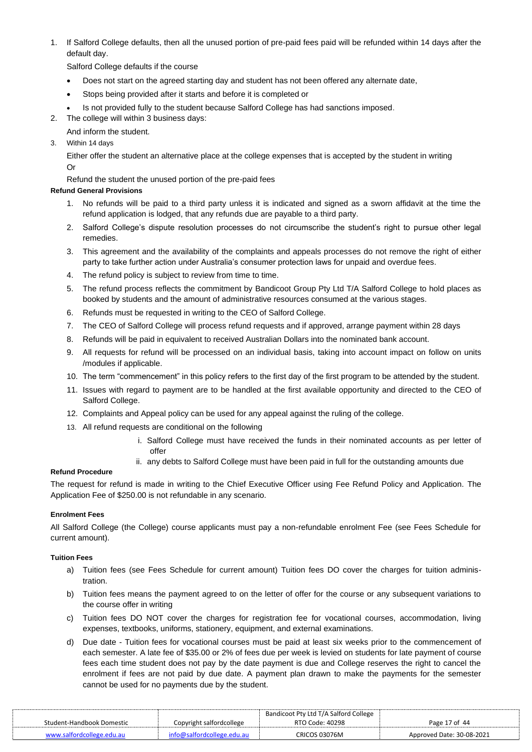1. If Salford College defaults, then all the unused portion of pre-paid fees paid will be refunded within 14 days after the default day.

   Salford College defaults if the course

   - Does not start on the agreed starting day and student has not been offered any alternate date,
   - Stops being provided after it starts and before it is completed or
   - Is not provided fully to the student because Salford College has had sanctions imposed.
2. The college will within 3 business days:

   And inform the student.
3. Within 14 days

   Either offer the student an alternative place at the college expenses that is accepted by the student in writing

   Or

   Refund the student the unused portion of the pre-paid fees

**Refund General Provisions**

1. No refunds will be paid to a third party unless it is indicated and signed as a sworn affidavit at the time the refund application is lodged, that any refunds due are payable to a third party.
2. Salford College's dispute resolution processes do not circumscribe the student's right to pursue other legal remedies.
3. This agreement and the availability of the complaints and appeals processes do not remove the right of either party to take further action under Australia's consumer protection laws for unpaid and overdue fees.
4. The refund policy is subject to review from time to time.
5. The refund process reflects the commitment by Bandicoot Group Pty Ltd T/A Salford College to hold places as booked by students and the amount of administrative resources consumed at the various stages.
6. Refunds must be requested in writing to the CEO of Salford College.
7. The CEO of Salford College will process refund requests and if approved, arrange payment within 28 days
8. Refunds will be paid in equivalent to received Australian Dollars into the nominated bank account.
9. All requests for refund will be processed on an individual basis, taking into account impact on follow on units /modules if applicable.
10. The term "commencement" in this policy refers to the first day of the first program to be attended by the student.
11. Issues with regard to payment are to be handled at the first available opportunity and directed to the CEO of Salford College.
12. Complaints and Appeal policy can be used for any appeal against the ruling of the college.
13. All refund requests are conditional on the following
    1. Salford College must have received the funds in their nominated accounts as per letter of offer
    2. any debts to Salford College must have been paid in full for the outstanding amounts due

**Refund Procedure**

The request for refund is made in writing to the Chief Executive Officer using Fee Refund Policy and Application. The Application Fee of $250.00 is not refundable in any scenario.

**Enrolment Fees**

All Salford College (the College) course applicants must pay a non-refundable enrolment Fee (see Fees Schedule for current amount).

**Tuition Fees**

a) Tuition fees (see Fees Schedule for current amount) Tuition fees DO cover the charges for tuition administration.

b) Tuition fees means the payment agreed to on the letter of offer for the course or any subsequent variations to the course offer in writing

c) Tuition fees DO NOT cover the charges for registration fee for vocational courses, accommodation, living expenses, textbooks, uniforms, stationery, equipment, and external examinations.

d) Due date - Tuition fees for vocational courses must be paid at least six weeks prior to the commencement of each semester. A late fee of $35.00 or 2% of fees due per week is levied on students for late payment of course fees each time student does not pay by the date payment is due and College reserves the right to cancel the enrolment if fees are not paid by due date. A payment plan drawn to make the payments for the semester cannot be used for no payments due by the student.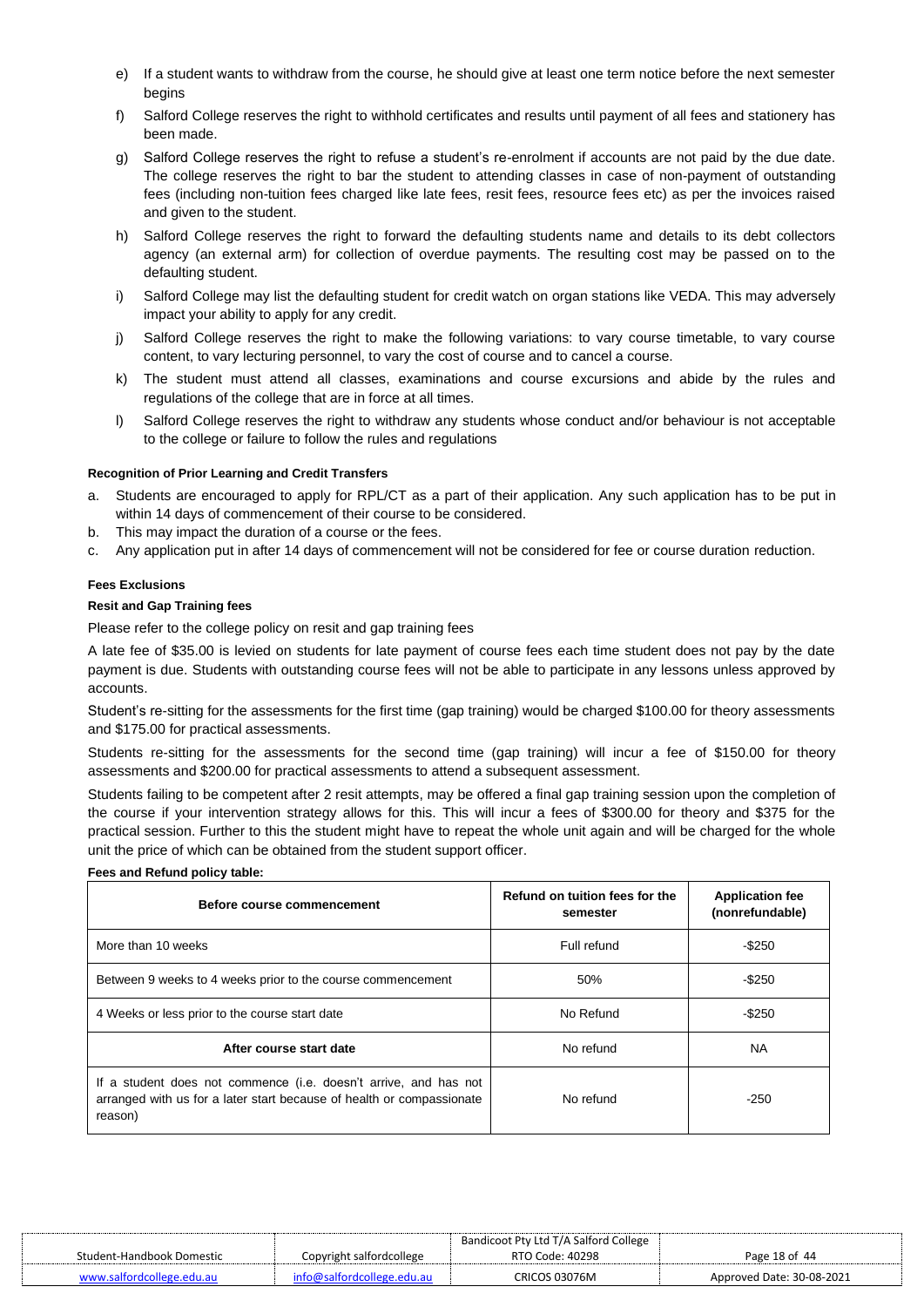e) If a student wants to withdraw from the course, he should give at least one term notice before the next semester begins

f) Salford College reserves the right to withhold certificates and results until payment of all fees and stationery has been made.

g) Salford College reserves the right to refuse a student's re-enrolment if accounts are not paid by the due date. The college reserves the right to bar the student to attending classes in case of non-payment of outstanding fees (including non-tuition fees charged like late fees, resit fees, resource fees etc) as per the invoices raised and given to the student.

h) Salford College reserves the right to forward the defaulting students name and details to its debt collectors agency (an external arm) for collection of overdue payments. The resulting cost may be passed on to the defaulting student.

i) Salford College may list the defaulting student for credit watch on organ stations like VEDA. This may adversely impact your ability to apply for any credit.

j) Salford College reserves the right to make the following variations: to vary course timetable, to vary course content, to vary lecturing personnel, to vary the cost of course and to cancel a course.

k) The student must attend all classes, examinations and course excursions and abide by the rules and regulations of the college that are in force at all times.

l) Salford College reserves the right to withdraw any students whose conduct and/or behaviour is not acceptable to the college or failure to follow the rules and regulations

**Recognition of Prior Learning and Credit Transfers**

a. Students are encouraged to apply for RPL/CT as a part of their application. Any such application has to be put in within 14 days of commencement of their course to be considered.
b. This may impact the duration of a course or the fees.
c. Any application put in after 14 days of commencement will not be considered for fee or course duration reduction.

**Fees Exclusions**

**Resit and Gap Training fees**

Please refer to the college policy on resit and gap training fees

A late fee of $35.00 is levied on students for late payment of course fees each time student does not pay by the date payment is due. Students with outstanding course fees will not be able to participate in any lessons unless approved by accounts.

Student's re-sitting for the assessments for the first time (gap training) would be charged $100.00 for theory assessments and $175.00 for practical assessments.

Students re-sitting for the assessments for the second time (gap training) will incur a fee of $150.00 for theory assessments and $200.00 for practical assessments to attend a subsequent assessment.

Students failing to be competent after 2 resit attempts, may be offered a final gap training session upon the completion of the course if your intervention strategy allows for this. This will incur a fees of $300.00 for theory and $375 for the practical session. Further to this the student might have to repeat the whole unit again and will be charged for the whole unit the price of which can be obtained from the student support officer.

**Fees and Refund policy table:**

| Before course commencement | Refund on tuition fees for the semester | Application fee (nonrefundable) |
|---|---|---|
| More than 10 weeks | Full refund | -$250 |
| Between 9 weeks to 4 weeks prior to the course commencement | 50% | -$250 |
| 4 Weeks or less prior to the course start date | No Refund | -$250 |
| **After course start date** | No refund | NA |
| If a student does not commence (i.e. doesn't arrive, and has not arranged with us for a later start because of health or compassionate reason) | No refund | -250 |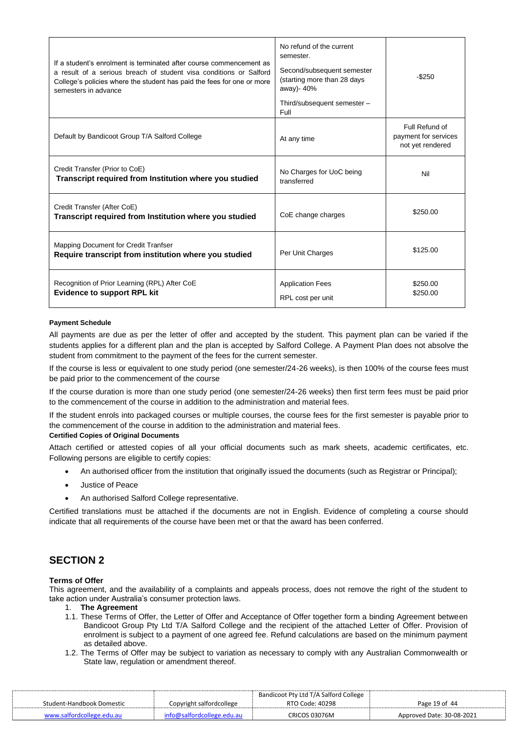| | | |
|---|---|---|
| If a student's enrolment is terminated after course commencement as a result of a serious breach of student visa conditions or Salford College's policies where the student has paid the fees for one or more semesters in advance | No refund of the current semester.<br>Second/subsequent semester (starting more than 28 days away)- 40%<br>Third/subsequent semester – Full | -$250 |
| Default by Bandicoot Group T/A Salford College | At any time | Full Refund of payment for services not yet rendered |
| Credit Transfer (Prior to CoE)<br>**Transcript required from Institution where you studied** | No Charges for UoC being transferred | Nil |
| Credit Transfer (After CoE)<br>**Transcript required from Institution where you studied** | CoE change charges | $250.00 |
| Mapping Document for Credit Tranfser<br>**Require transcript from institution where you studied** | Per Unit Charges | $125.00 |
| Recognition of Prior Learning (RPL) After CoE<br>**Evidence to support RPL kit** | Application Fees<br>RPL cost per unit | $250.00<br>$250.00 |

**Payment Schedule**

All payments are due as per the letter of offer and accepted by the student. This payment plan can be varied if the students applies for a different plan and the plan is accepted by Salford College. A Payment Plan does not absolve the student from commitment to the payment of the fees for the current semester.

If the course is less or equivalent to one study period (one semester/24-26 weeks), is then 100% of the course fees must be paid prior to the commencement of the course

If the course duration is more than one study period (one semester/24-26 weeks) then first term fees must be paid prior to the commencement of the course in addition to the administration and material fees.

If the student enrols into packaged courses or multiple courses, the course fees for the first semester is payable prior to the commencement of the course in addition to the administration and material fees.

**Certified Copies of Original Documents**

Attach certified or attested copies of all your official documents such as mark sheets, academic certificates, etc. Following persons are eligible to certify copies:

- An authorised officer from the institution that originally issued the documents (such as Registrar or Principal);
- Justice of Peace
- An authorised Salford College representative.

Certified translations must be attached if the documents are not in English. Evidence of completing a course should indicate that all requirements of the course have been met or that the award has been conferred.

## SECTION 2

**Terms of Offer**

This agreement, and the availability of a complaints and appeals process, does not remove the right of the student to take action under Australia's consumer protection laws.

1. **The Agreement**

1.1. These Terms of Offer, the Letter of Offer and Acceptance of Offer together form a binding Agreement between Bandicoot Group Pty Ltd T/A Salford College and the recipient of the attached Letter of Offer. Provision of enrolment is subject to a payment of one agreed fee. Refund calculations are based on the minimum payment as detailed above.

1.2. The Terms of Offer may be subject to variation as necessary to comply with any Australian Commonwealth or State law, regulation or amendment thereof.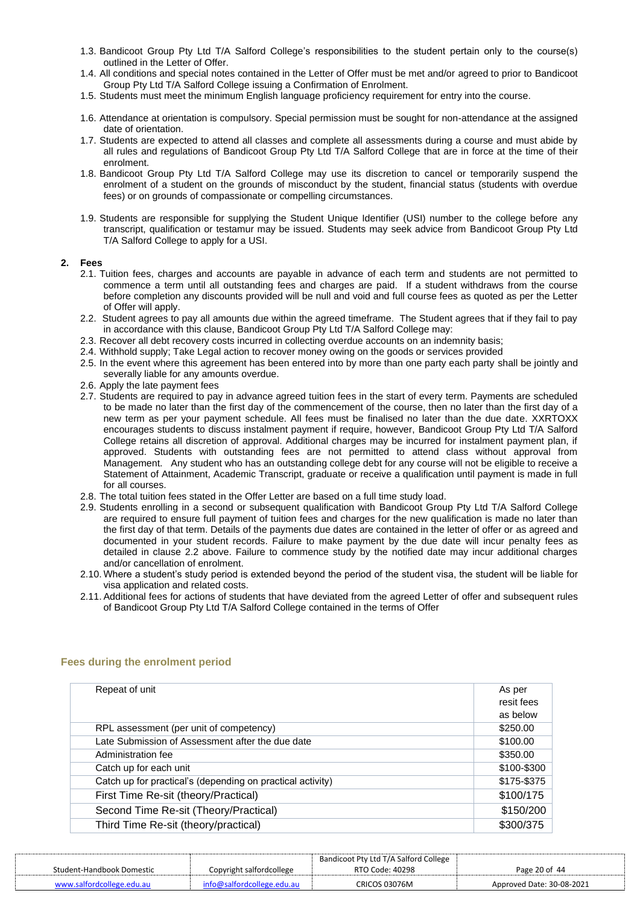1.3. Bandicoot Group Pty Ltd T/A Salford College's responsibilities to the student pertain only to the course(s) outlined in the Letter of Offer.

1.4. All conditions and special notes contained in the Letter of Offer must be met and/or agreed to prior to Bandicoot Group Pty Ltd T/A Salford College issuing a Confirmation of Enrolment.

1.5. Students must meet the minimum English language proficiency requirement for entry into the course.

1.6. Attendance at orientation is compulsory. Special permission must be sought for non-attendance at the assigned date of orientation.

1.7. Students are expected to attend all classes and complete all assessments during a course and must abide by all rules and regulations of Bandicoot Group Pty Ltd T/A Salford College that are in force at the time of their enrolment.

1.8. Bandicoot Group Pty Ltd T/A Salford College may use its discretion to cancel or temporarily suspend the enrolment of a student on the grounds of misconduct by the student, financial status (students with overdue fees) or on grounds of compassionate or compelling circumstances.

1.9. Students are responsible for supplying the Student Unique Identifier (USI) number to the college before any transcript, qualification or testamur may be issued. Students may seek advice from Bandicoot Group Pty Ltd T/A Salford College to apply for a USI.

**2. Fees**

2.1. Tuition fees, charges and accounts are payable in advance of each term and students are not permitted to commence a term until all outstanding fees and charges are paid. If a student withdraws from the course before completion any discounts provided will be null and void and full course fees as quoted as per the Letter of Offer will apply.

2.2. Student agrees to pay all amounts due within the agreed timeframe. The Student agrees that if they fail to pay in accordance with this clause, Bandicoot Group Pty Ltd T/A Salford College may:

2.3. Recover all debt recovery costs incurred in collecting overdue accounts on an indemnity basis;

2.4. Withhold supply; Take Legal action to recover money owing on the goods or services provided

2.5. In the event where this agreement has been entered into by more than one party each party shall be jointly and severally liable for any amounts overdue.

2.6. Apply the late payment fees

2.7. Students are required to pay in advance agreed tuition fees in the start of every term. Payments are scheduled to be made no later than the first day of the commencement of the course, then no later than the first day of a new term as per your payment schedule. All fees must be finalised no later than the due date. XXRTOXX encourages students to discuss instalment payment if require, however, Bandicoot Group Pty Ltd T/A Salford College retains all discretion of approval. Additional charges may be incurred for instalment payment plan, if approved. Students with outstanding fees are not permitted to attend class without approval from Management. Any student who has an outstanding college debt for any course will not be eligible to receive a Statement of Attainment, Academic Transcript, graduate or receive a qualification until payment is made in full for all courses.

2.8. The total tuition fees stated in the Offer Letter are based on a full time study load.

2.9. Students enrolling in a second or subsequent qualification with Bandicoot Group Pty Ltd T/A Salford College are required to ensure full payment of tuition fees and charges for the new qualification is made no later than the first day of that term. Details of the payments due dates are contained in the letter of offer or as agreed and documented in your student records. Failure to make payment by the due date will incur penalty fees as detailed in clause 2.2 above. Failure to commence study by the notified date may incur additional charges and/or cancellation of enrolment.

2.10. Where a student's study period is extended beyond the period of the student visa, the student will be liable for visa application and related costs.

2.11. Additional fees for actions of students that have deviated from the agreed Letter of offer and subsequent rules of Bandicoot Group Pty Ltd T/A Salford College contained in the terms of Offer

### Fees during the enrolment period

| | |
|---|---|
| Repeat of unit | As per resit fees as below |
| RPL assessment (per unit of competency) | $250.00 |
| Late Submission of Assessment after the due date | $100.00 |
| Administration fee | $350.00 |
| Catch up for each unit | $100-$300 |
| Catch up for practical's (depending on practical activity) | $175-$375 |
| First Time Re-sit (theory/Practical) | $100/175 |
| Second Time Re-sit (Theory/Practical) | $150/200 |
| Third Time Re-sit (theory/practical) | $300/375 |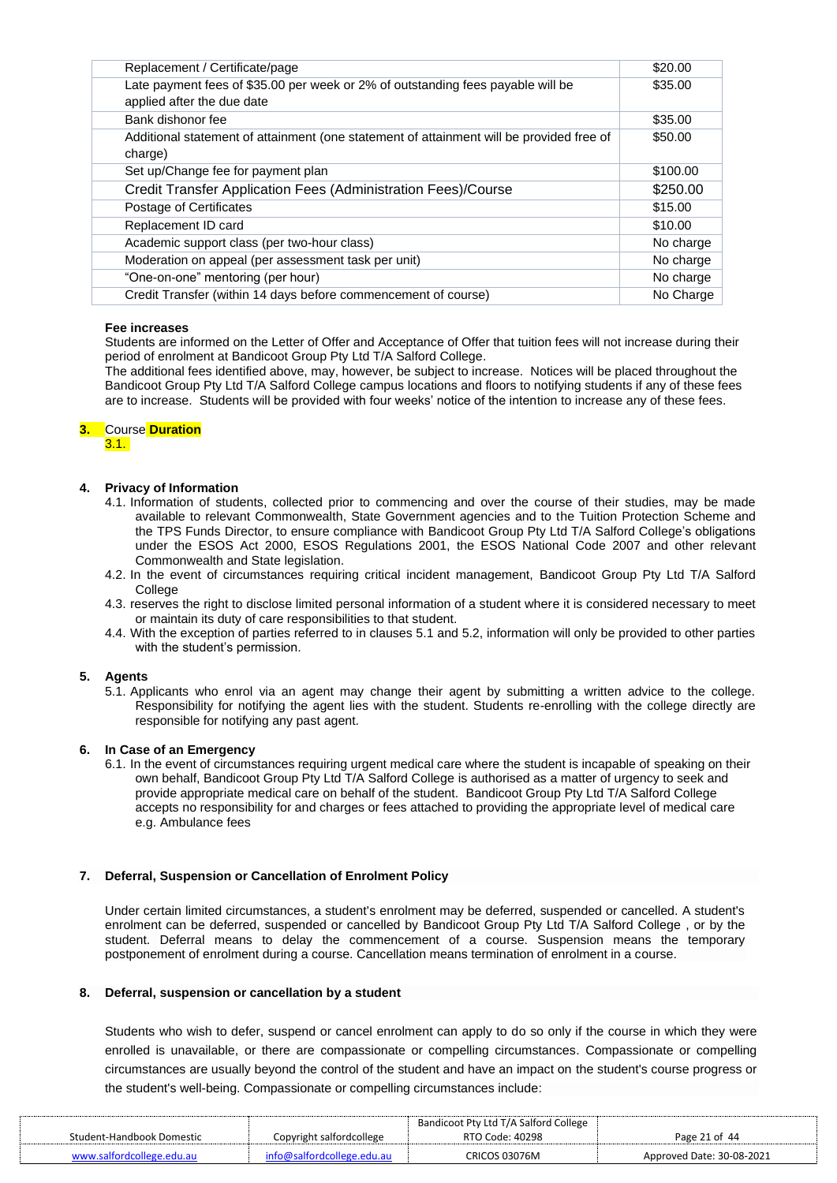| | |
|---|---|
| Replacement / Certificate/page | $20.00 |
| Late payment fees of $35.00 per week or 2% of outstanding fees payable will be applied after the due date | $35.00 |
| Bank dishonor fee | $35.00 |
| Additional statement of attainment (one statement of attainment will be provided free of charge) | $50.00 |
| Set up/Change fee for payment plan | $100.00 |
| Credit Transfer Application Fees (Administration Fees)/Course | $250.00 |
| Postage of Certificates | $15.00 |
| Replacement ID card | $10.00 |
| Academic support class (per two-hour class) | No charge |
| Moderation on appeal (per assessment task per unit) | No charge |
| "One-on-one" mentoring (per hour) | No charge |
| Credit Transfer (within 14 days before commencement of course) | No Charge |

**Fee increases**

Students are informed on the Letter of Offer and Acceptance of Offer that tuition fees will not increase during their period of enrolment at Bandicoot Group Pty Ltd T/A Salford College.

The additional fees identified above, may, however, be subject to increase. Notices will be placed throughout the Bandicoot Group Pty Ltd T/A Salford College campus locations and floors to notifying students if any of these fees are to increase. Students will be provided with four weeks' notice of the intention to increase any of these fees.

## 3. Course **Duration**

3.1.

## 4. Privacy of Information

4.1. Information of students, collected prior to commencing and over the course of their studies, may be made available to relevant Commonwealth, State Government agencies and to the Tuition Protection Scheme and the TPS Funds Director, to ensure compliance with Bandicoot Group Pty Ltd T/A Salford College's obligations under the ESOS Act 2000, ESOS Regulations 2001, the ESOS National Code 2007 and other relevant Commonwealth and State legislation.

4.2. In the event of circumstances requiring critical incident management, Bandicoot Group Pty Ltd T/A Salford College

4.3. reserves the right to disclose limited personal information of a student where it is considered necessary to meet or maintain its duty of care responsibilities to that student.

4.4. With the exception of parties referred to in clauses 5.1 and 5.2, information will only be provided to other parties with the student's permission.

## 5. Agents

5.1. Applicants who enrol via an agent may change their agent by submitting a written advice to the college. Responsibility for notifying the agent lies with the student. Students re-enrolling with the college directly are responsible for notifying any past agent.

## 6. In Case of an Emergency

6.1. In the event of circumstances requiring urgent medical care where the student is incapable of speaking on their own behalf, Bandicoot Group Pty Ltd T/A Salford College is authorised as a matter of urgency to seek and provide appropriate medical care on behalf of the student. Bandicoot Group Pty Ltd T/A Salford College accepts no responsibility for and charges or fees attached to providing the appropriate level of medical care e.g. Ambulance fees

## 7. Deferral, Suspension or Cancellation of Enrolment Policy

Under certain limited circumstances, a student's enrolment may be deferred, suspended or cancelled. A student's enrolment can be deferred, suspended or cancelled by Bandicoot Group Pty Ltd T/A Salford College , or by the student. Deferral means to delay the commencement of a course. Suspension means the temporary postponement of enrolment during a course. Cancellation means termination of enrolment in a course.

## 8. Deferral, suspension or cancellation by a student

Students who wish to defer, suspend or cancel enrolment can apply to do so only if the course in which they were enrolled is unavailable, or there are compassionate or compelling circumstances. Compassionate or compelling circumstances are usually beyond the control of the student and have an impact on the student's course progress or the student's well-being. Compassionate or compelling circumstances include: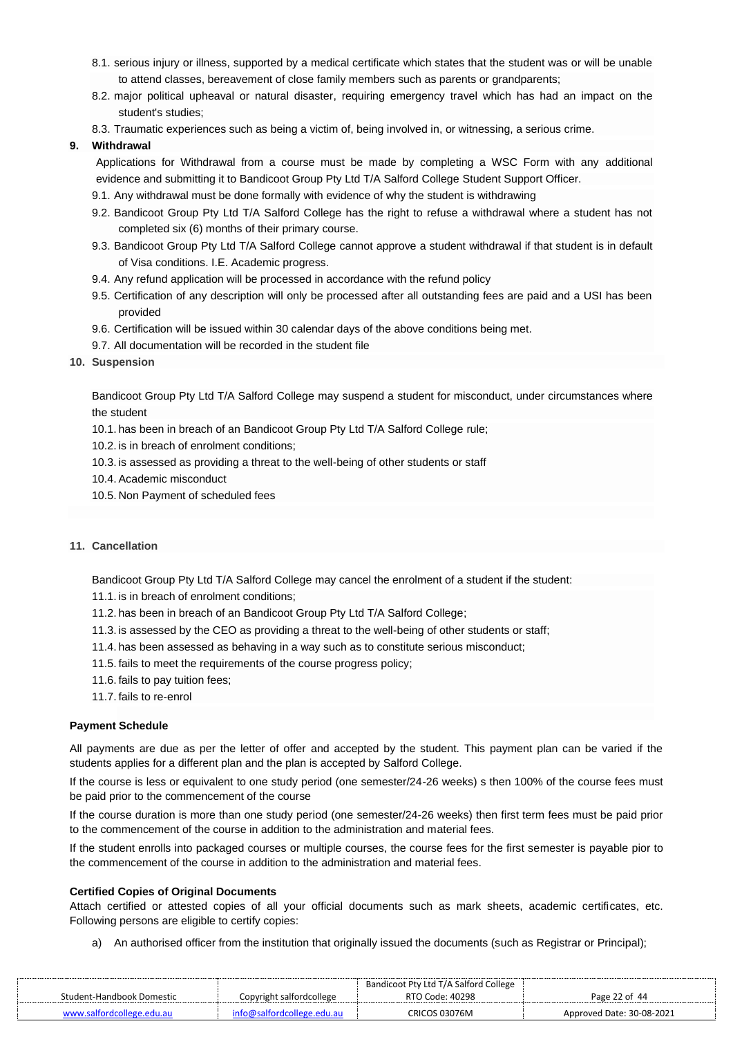8.1. serious injury or illness, supported by a medical certificate which states that the student was or will be unable to attend classes, bereavement of close family members such as parents or grandparents;

8.2. major political upheaval or natural disaster, requiring emergency travel which has had an impact on the student's studies;

8.3. Traumatic experiences such as being a victim of, being involved in, or witnessing, a serious crime.

**9. Withdrawal**

Applications for Withdrawal from a course must be made by completing a WSC Form with any additional evidence and submitting it to Bandicoot Group Pty Ltd T/A Salford College Student Support Officer.

9.1. Any withdrawal must be done formally with evidence of why the student is withdrawing

9.2. Bandicoot Group Pty Ltd T/A Salford College has the right to refuse a withdrawal where a student has not completed six (6) months of their primary course.

9.3. Bandicoot Group Pty Ltd T/A Salford College cannot approve a student withdrawal if that student is in default of Visa conditions. I.E. Academic progress.

9.4. Any refund application will be processed in accordance with the refund policy

9.5. Certification of any description will only be processed after all outstanding fees are paid and a USI has been provided

9.6. Certification will be issued within 30 calendar days of the above conditions being met.

9.7. All documentation will be recorded in the student file

**10. Suspension**

Bandicoot Group Pty Ltd T/A Salford College may suspend a student for misconduct, under circumstances where the student

10.1. has been in breach of an Bandicoot Group Pty Ltd T/A Salford College rule;

10.2. is in breach of enrolment conditions;

10.3. is assessed as providing a threat to the well-being of other students or staff

10.4. Academic misconduct

10.5. Non Payment of scheduled fees

**11. Cancellation**

Bandicoot Group Pty Ltd T/A Salford College may cancel the enrolment of a student if the student:

11.1. is in breach of enrolment conditions;

11.2. has been in breach of an Bandicoot Group Pty Ltd T/A Salford College;

11.3. is assessed by the CEO as providing a threat to the well-being of other students or staff;

11.4. has been assessed as behaving in a way such as to constitute serious misconduct;

11.5. fails to meet the requirements of the course progress policy;

11.6. fails to pay tuition fees;

11.7. fails to re-enrol

**Payment Schedule**

All payments are due as per the letter of offer and accepted by the student. This payment plan can be varied if the students applies for a different plan and the plan is accepted by Salford College.

If the course is less or equivalent to one study period (one semester/24-26 weeks) s then 100% of the course fees must be paid prior to the commencement of the course

If the course duration is more than one study period (one semester/24-26 weeks) then first term fees must be paid prior to the commencement of the course in addition to the administration and material fees.

If the student enrolls into packaged courses or multiple courses, the course fees for the first semester is payable pior to the commencement of the course in addition to the administration and material fees.

**Certified Copies of Original Documents**

Attach certified or attested copies of all your official documents such as mark sheets, academic certificates, etc. Following persons are eligible to certify copies:

a) An authorised officer from the institution that originally issued the documents (such as Registrar or Principal);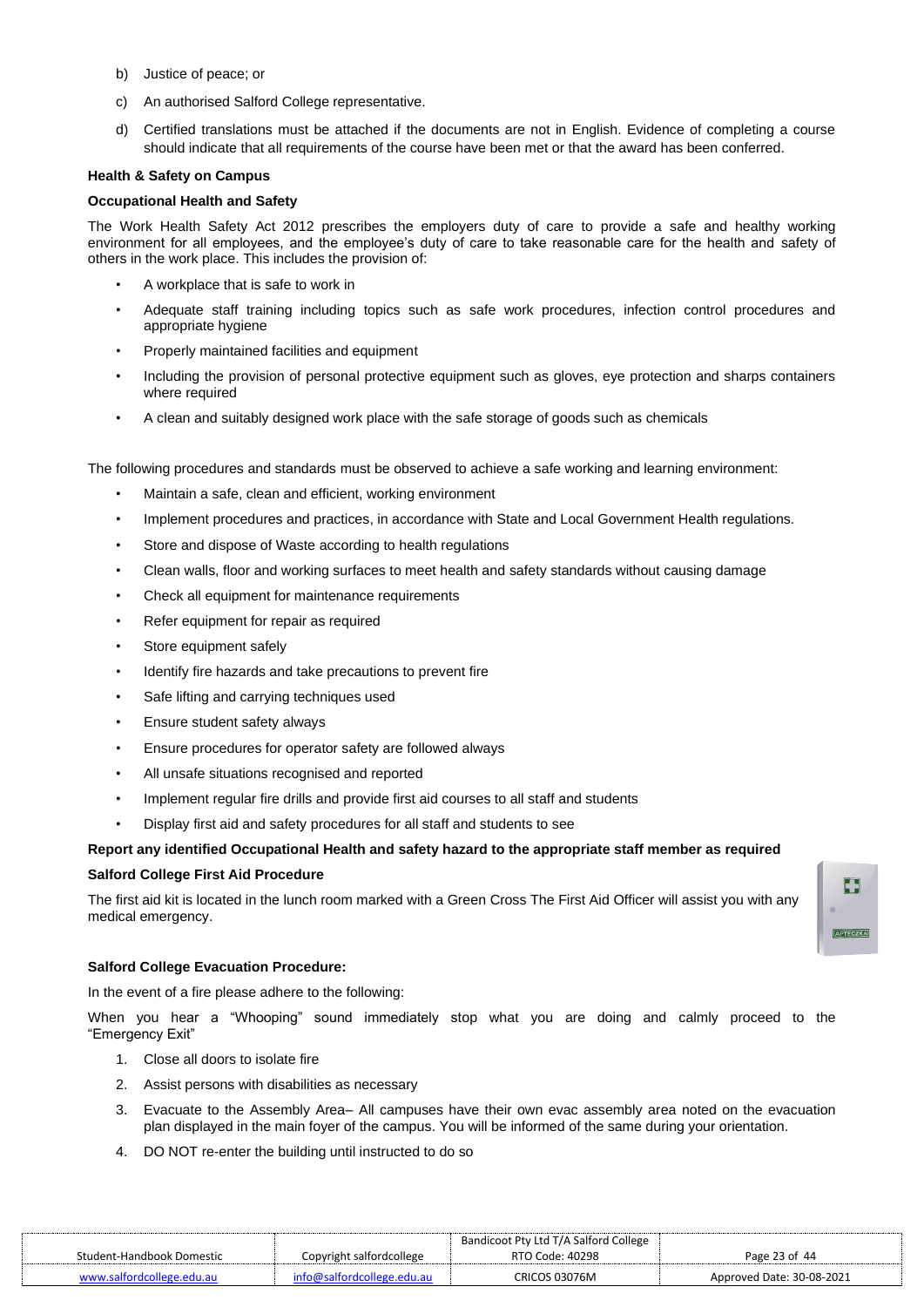b) Justice of peace; or

c) An authorised Salford College representative.

d) Certified translations must be attached if the documents are not in English. Evidence of completing a course should indicate that all requirements of the course have been met or that the award has been conferred.

**Health & Safety on Campus**

**Occupational Health and Safety**

The Work Health Safety Act 2012 prescribes the employers duty of care to provide a safe and healthy working environment for all employees, and the employee's duty of care to take reasonable care for the health and safety of others in the work place. This includes the provision of:

- A workplace that is safe to work in
- Adequate staff training including topics such as safe work procedures, infection control procedures and appropriate hygiene
- Properly maintained facilities and equipment
- Including the provision of personal protective equipment such as gloves, eye protection and sharps containers where required
- A clean and suitably designed work place with the safe storage of goods such as chemicals

The following procedures and standards must be observed to achieve a safe working and learning environment:

- Maintain a safe, clean and efficient, working environment
- Implement procedures and practices, in accordance with State and Local Government Health regulations.
- Store and dispose of Waste according to health regulations
- Clean walls, floor and working surfaces to meet health and safety standards without causing damage
- Check all equipment for maintenance requirements
- Refer equipment for repair as required
- Store equipment safely
- Identify fire hazards and take precautions to prevent fire
- Safe lifting and carrying techniques used
- Ensure student safety always
- Ensure procedures for operator safety are followed always
- All unsafe situations recognised and reported
- Implement regular fire drills and provide first aid courses to all staff and students
- Display first aid and safety procedures for all staff and students to see

**Report any identified Occupational Health and safety hazard to the appropriate staff member as required**

**Salford College First Aid Procedure**

The first aid kit is located in the lunch room marked with a Green Cross The First Aid Officer will assist you with any medical emergency.

**Salford College Evacuation Procedure:**

In the event of a fire please adhere to the following:

When you hear a "Whooping" sound immediately stop what you are doing and calmly proceed to the "Emergency Exit"

1. Close all doors to isolate fire
2. Assist persons with disabilities as necessary
3. Evacuate to the Assembly Area– All campuses have their own evac assembly area noted on the evacuation plan displayed in the main foyer of the campus. You will be informed of the same during your orientation.
4. DO NOT re-enter the building until instructed to do so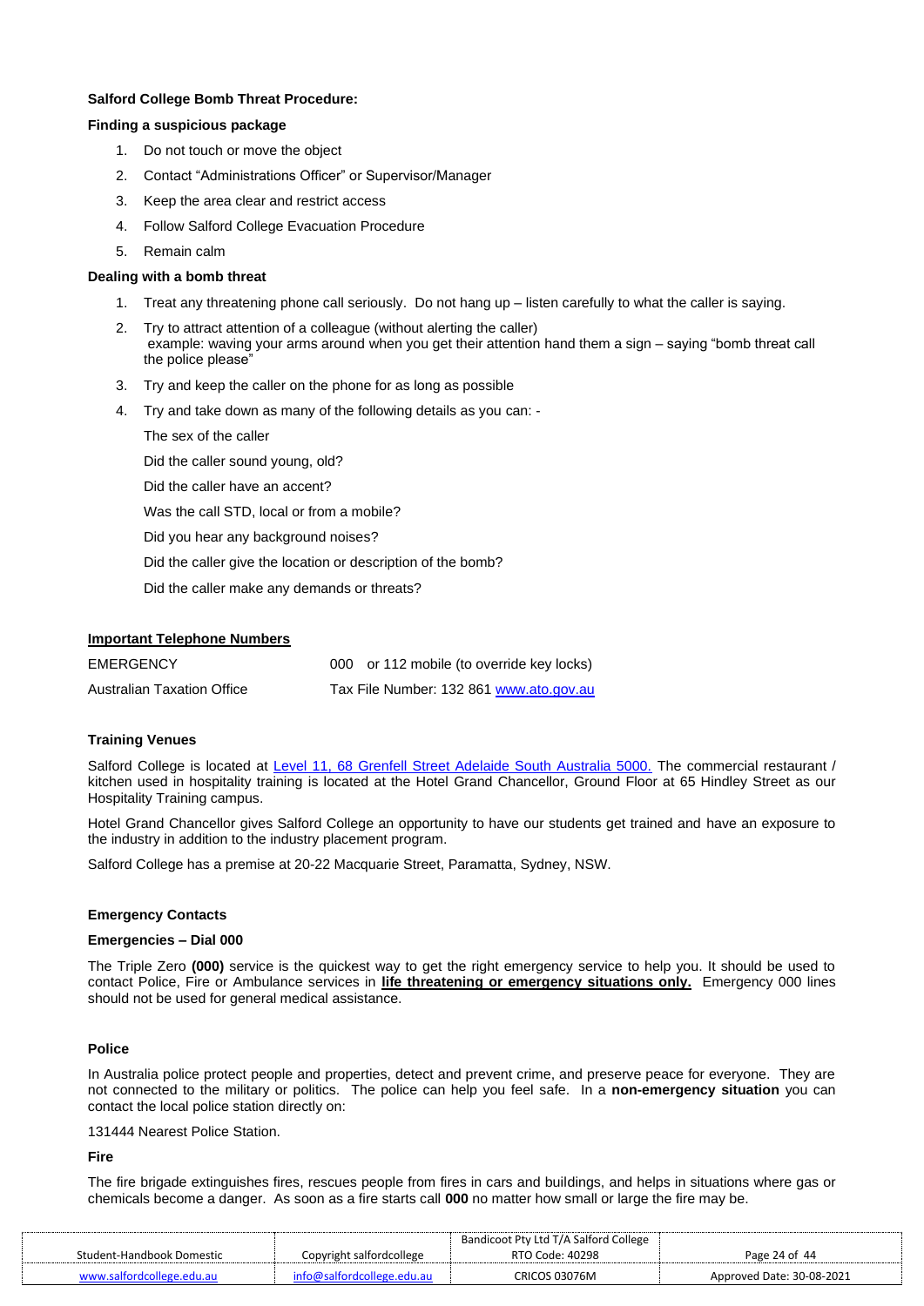**Salford College Bomb Threat Procedure:**

**Finding a suspicious package**

1. Do not touch or move the object
2. Contact "Administrations Officer" or Supervisor/Manager
3. Keep the area clear and restrict access
4. Follow Salford College Evacuation Procedure
5. Remain calm

**Dealing with a bomb threat**

1. Treat any threatening phone call seriously. Do not hang up – listen carefully to what the caller is saying.
2. Try to attract attention of a colleague (without alerting the caller) example: waving your arms around when you get their attention hand them a sign – saying "bomb threat call the police please"
3. Try and keep the caller on the phone for as long as possible
4. Try and take down as many of the following details as you can: -

   The sex of the caller

   Did the caller sound young, old?

   Did the caller have an accent?

   Was the call STD, local or from a mobile?

   Did you hear any background noises?

   Did the caller give the location or description of the bomb?

   Did the caller make any demands or threats?

**Important Telephone Numbers**

| | |
|---|---|
| EMERGENCY | 000 or 112 mobile (to override key locks) |
| Australian Taxation Office | Tax File Number: 132 861 www.ato.gov.au |

**Training Venues**

Salford College is located at Level 11, 68 Grenfell Street Adelaide South Australia 5000. The commercial restaurant / kitchen used in hospitality training is located at the Hotel Grand Chancellor, Ground Floor at 65 Hindley Street as our Hospitality Training campus.

Hotel Grand Chancellor gives Salford College an opportunity to have our students get trained and have an exposure to the industry in addition to the industry placement program.

Salford College has a premise at 20-22 Macquarie Street, Paramatta, Sydney, NSW.

**Emergency Contacts**

**Emergencies – Dial 000**

The Triple Zero **(000)** service is the quickest way to get the right emergency service to help you. It should be used to contact Police, Fire or Ambulance services in **life threatening or emergency situations only.** Emergency 000 lines should not be used for general medical assistance.

**Police**

In Australia police protect people and properties, detect and prevent crime, and preserve peace for everyone. They are not connected to the military or politics. The police can help you feel safe. In a **non-emergency situation** you can contact the local police station directly on:

131444 Nearest Police Station.

**Fire**

The fire brigade extinguishes fires, rescues people from fires in cars and buildings, and helps in situations where gas or chemicals become a danger. As soon as a fire starts call **000** no matter how small or large the fire may be.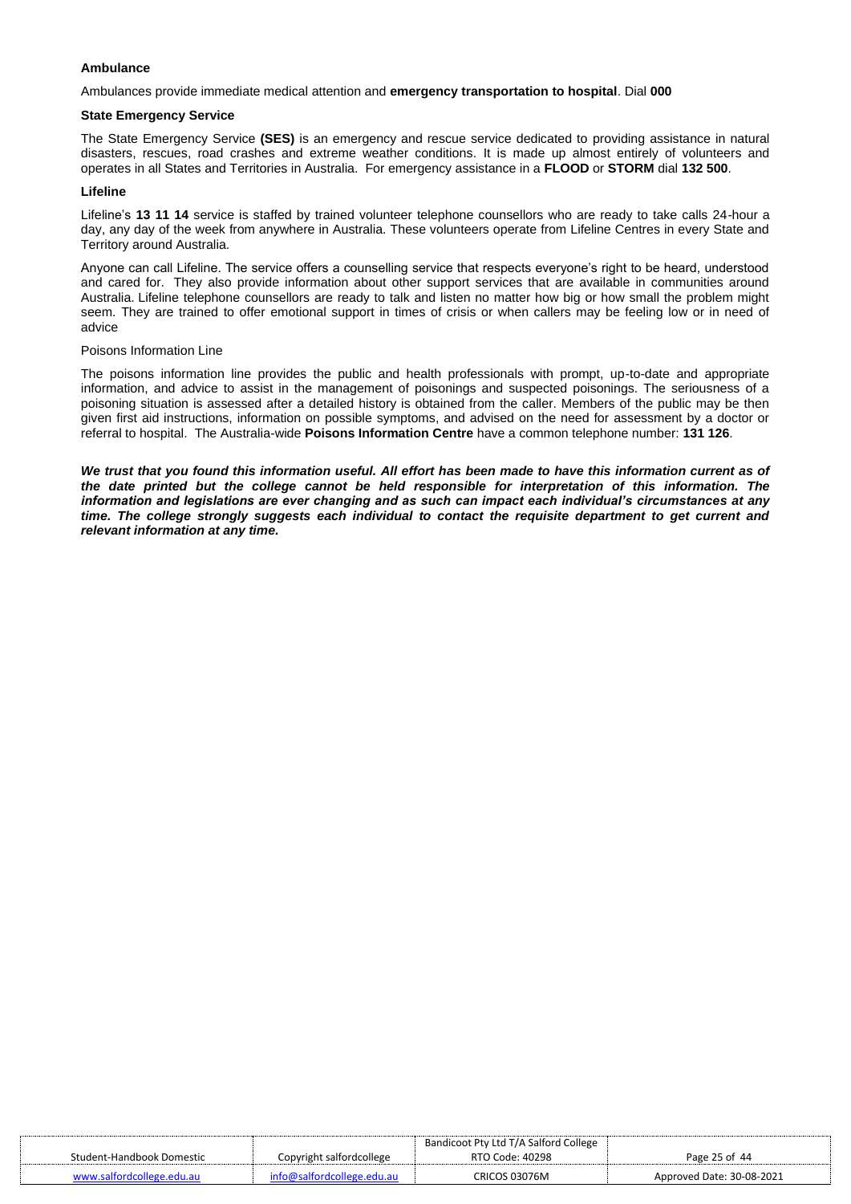**Ambulance**

Ambulances provide immediate medical attention and **emergency transportation to hospital**. Dial **000**

**State Emergency Service**

The State Emergency Service **(SES)** is an emergency and rescue service dedicated to providing assistance in natural disasters, rescues, road crashes and extreme weather conditions. It is made up almost entirely of volunteers and operates in all States and Territories in Australia. For emergency assistance in a **FLOOD** or **STORM** dial **132 500**.

**Lifeline**

Lifeline's **13 11 14** service is staffed by trained volunteer telephone counsellors who are ready to take calls 24-hour a day, any day of the week from anywhere in Australia. These volunteers operate from Lifeline Centres in every State and Territory around Australia.

Anyone can call Lifeline. The service offers a counselling service that respects everyone's right to be heard, understood and cared for. They also provide information about other support services that are available in communities around Australia. Lifeline telephone counsellors are ready to talk and listen no matter how big or how small the problem might seem. They are trained to offer emotional support in times of crisis or when callers may be feeling low or in need of advice

Poisons Information Line

The poisons information line provides the public and health professionals with prompt, up-to-date and appropriate information, and advice to assist in the management of poisonings and suspected poisonings. The seriousness of a poisoning situation is assessed after a detailed history is obtained from the caller. Members of the public may be then given first aid instructions, information on possible symptoms, and advised on the need for assessment by a doctor or referral to hospital. The Australia-wide **Poisons Information Centre** have a common telephone number: **131 126**.

***We trust that you found this information useful. All effort has been made to have this information current as of the date printed but the college cannot be held responsible for interpretation of this information. The information and legislations are ever changing and as such can impact each individual's circumstances at any time. The college strongly suggests each individual to contact the requisite department to get current and relevant information at any time.***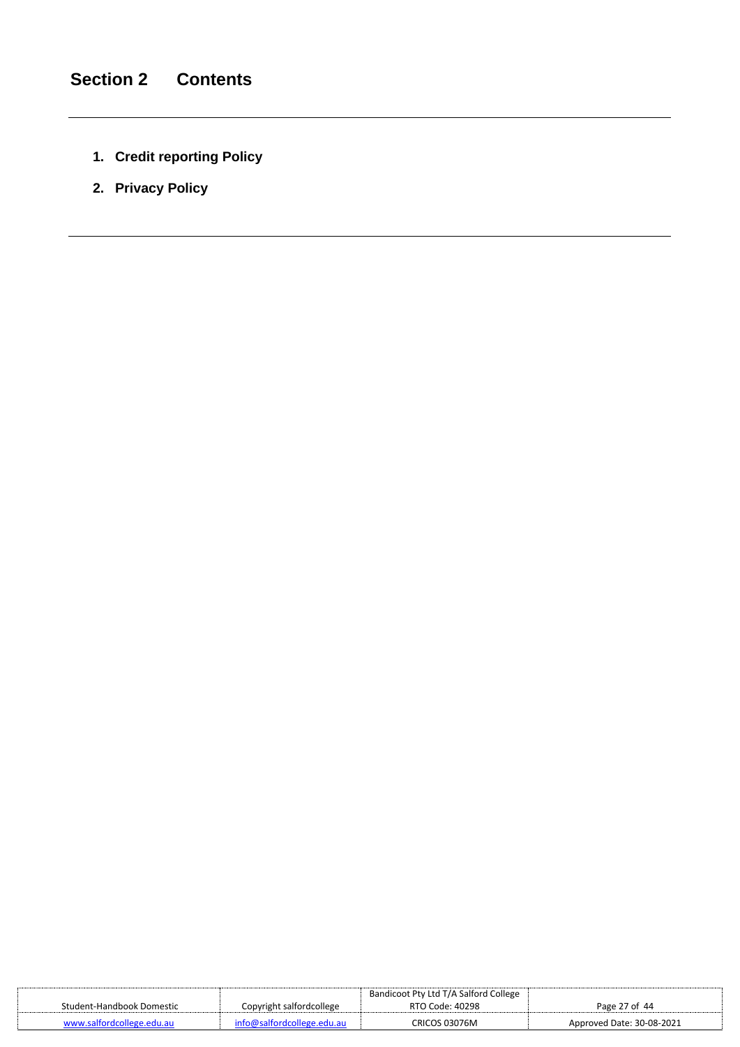# Section 2 Contents

---

1. **Credit reporting Policy**
2. **Privacy Policy**

---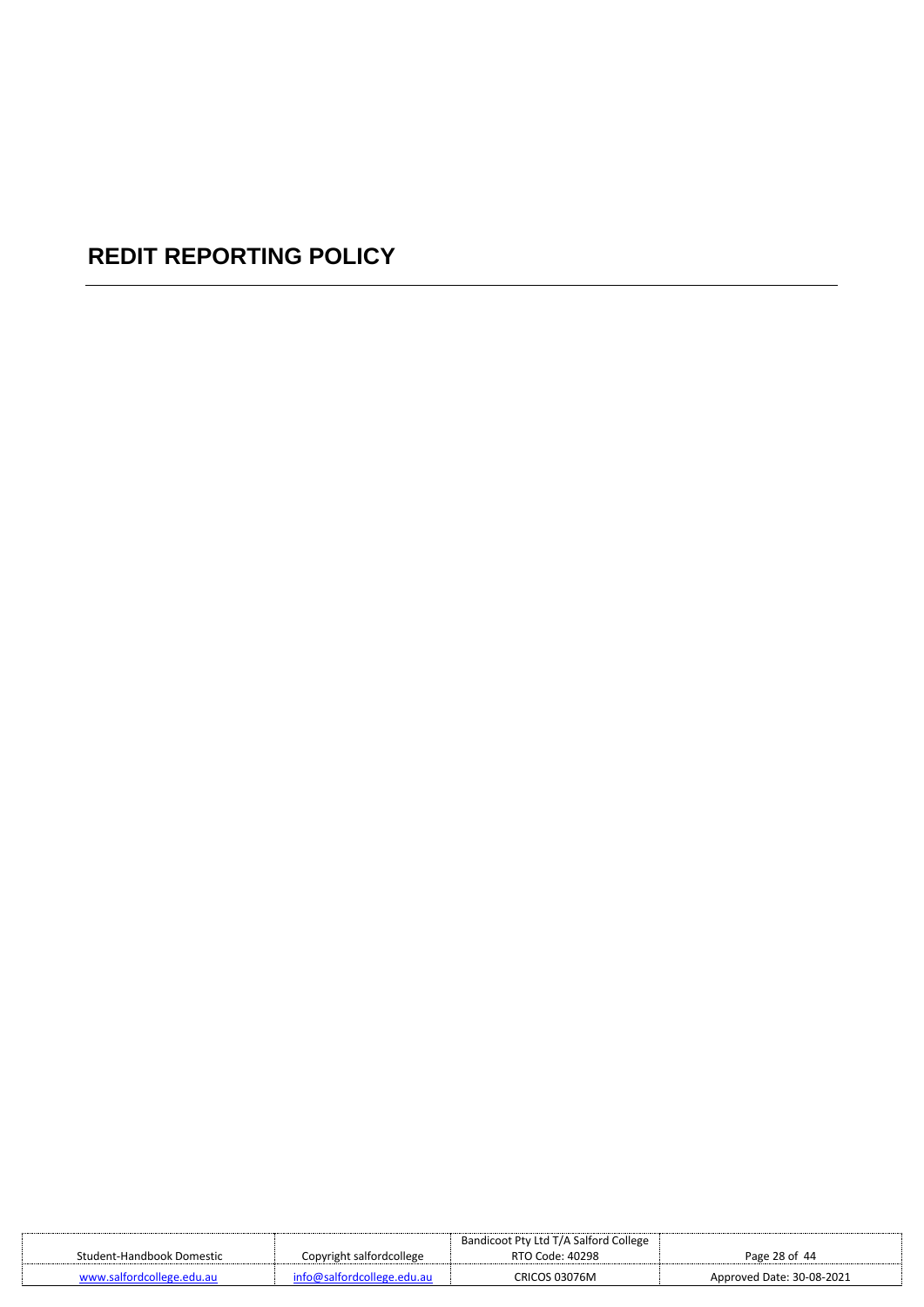# REDIT REPORTING POLICY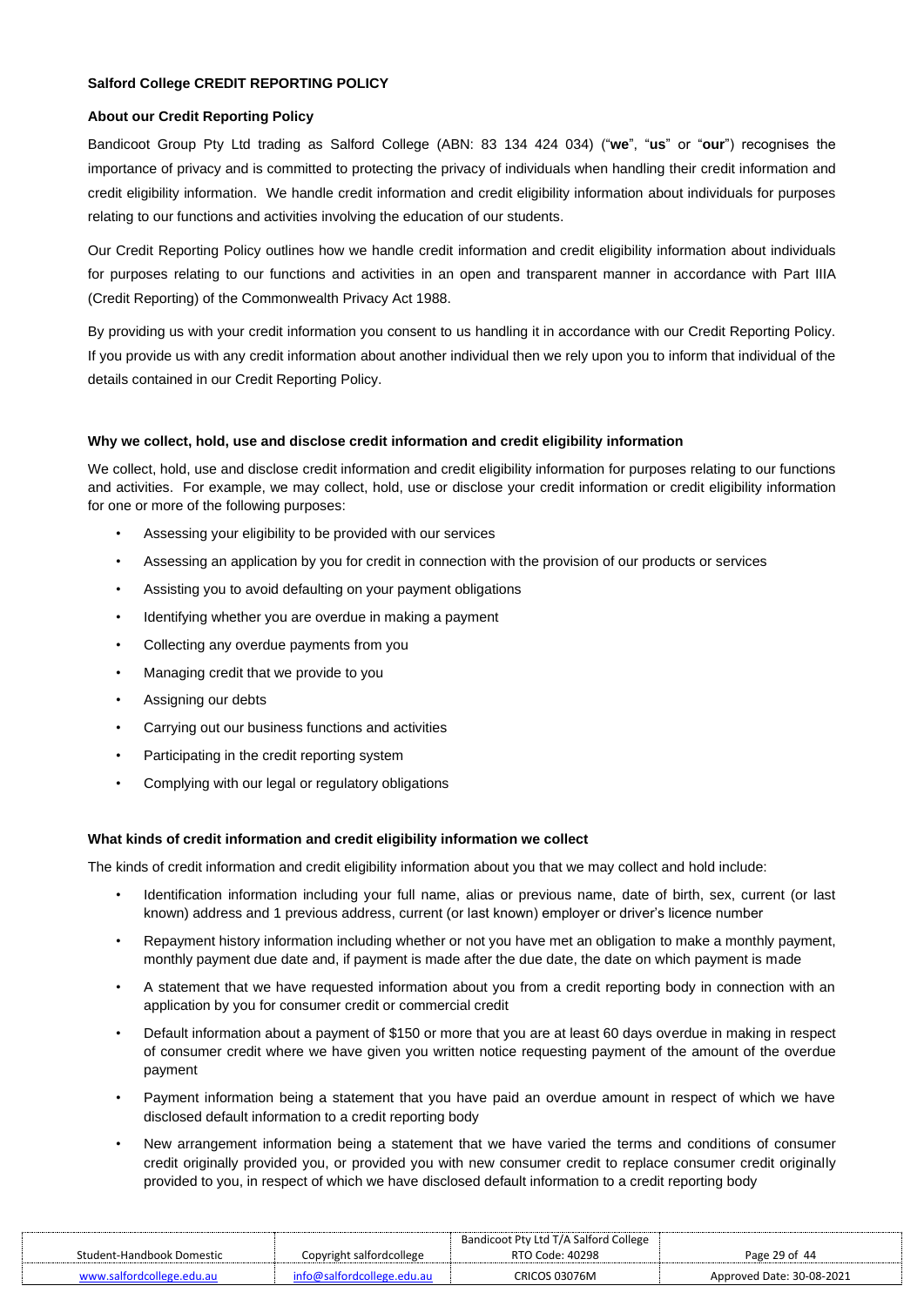**Salford College CREDIT REPORTING POLICY**

**About our Credit Reporting Policy**

Bandicoot Group Pty Ltd trading as Salford College (ABN: 83 134 424 034) ("**we**", "**us**" or "**our**") recognises the importance of privacy and is committed to protecting the privacy of individuals when handling their credit information and credit eligibility information. We handle credit information and credit eligibility information about individuals for purposes relating to our functions and activities involving the education of our students.

Our Credit Reporting Policy outlines how we handle credit information and credit eligibility information about individuals for purposes relating to our functions and activities in an open and transparent manner in accordance with Part IIIA (Credit Reporting) of the Commonwealth Privacy Act 1988.

By providing us with your credit information you consent to us handling it in accordance with our Credit Reporting Policy. If you provide us with any credit information about another individual then we rely upon you to inform that individual of the details contained in our Credit Reporting Policy.

**Why we collect, hold, use and disclose credit information and credit eligibility information**

We collect, hold, use and disclose credit information and credit eligibility information for purposes relating to our functions and activities. For example, we may collect, hold, use or disclose your credit information or credit eligibility information for one or more of the following purposes:

- Assessing your eligibility to be provided with our services
- Assessing an application by you for credit in connection with the provision of our products or services
- Assisting you to avoid defaulting on your payment obligations
- Identifying whether you are overdue in making a payment
- Collecting any overdue payments from you
- Managing credit that we provide to you
- Assigning our debts
- Carrying out our business functions and activities
- Participating in the credit reporting system
- Complying with our legal or regulatory obligations

**What kinds of credit information and credit eligibility information we collect**

The kinds of credit information and credit eligibility information about you that we may collect and hold include:

- Identification information including your full name, alias or previous name, date of birth, sex, current (or last known) address and 1 previous address, current (or last known) employer or driver's licence number
- Repayment history information including whether or not you have met an obligation to make a monthly payment, monthly payment due date and, if payment is made after the due date, the date on which payment is made
- A statement that we have requested information about you from a credit reporting body in connection with an application by you for consumer credit or commercial credit
- Default information about a payment of $150 or more that you are at least 60 days overdue in making in respect of consumer credit where we have given you written notice requesting payment of the amount of the overdue payment
- Payment information being a statement that you have paid an overdue amount in respect of which we have disclosed default information to a credit reporting body
- New arrangement information being a statement that we have varied the terms and conditions of consumer credit originally provided you, or provided you with new consumer credit to replace consumer credit originally provided to you, in respect of which we have disclosed default information to a credit reporting body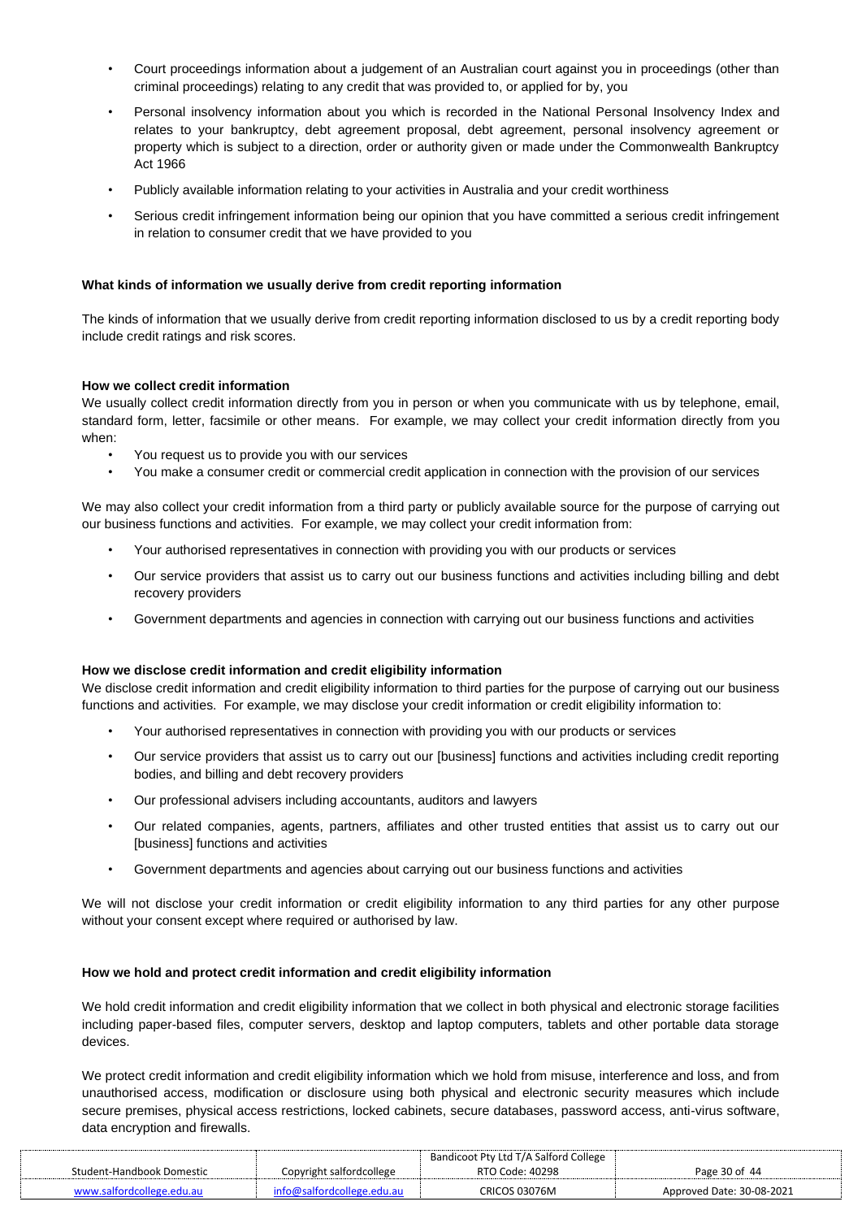- Court proceedings information about a judgement of an Australian court against you in proceedings (other than criminal proceedings) relating to any credit that was provided to, or applied for by, you
- Personal insolvency information about you which is recorded in the National Personal Insolvency Index and relates to your bankruptcy, debt agreement proposal, debt agreement, personal insolvency agreement or property which is subject to a direction, order or authority given or made under the Commonwealth Bankruptcy Act 1966
- Publicly available information relating to your activities in Australia and your credit worthiness
- Serious credit infringement information being our opinion that you have committed a serious credit infringement in relation to consumer credit that we have provided to you

**What kinds of information we usually derive from credit reporting information**

The kinds of information that we usually derive from credit reporting information disclosed to us by a credit reporting body include credit ratings and risk scores.

**How we collect credit information**

We usually collect credit information directly from you in person or when you communicate with us by telephone, email, standard form, letter, facsimile or other means. For example, we may collect your credit information directly from you when:

- You request us to provide you with our services
- You make a consumer credit or commercial credit application in connection with the provision of our services

We may also collect your credit information from a third party or publicly available source for the purpose of carrying out our business functions and activities. For example, we may collect your credit information from:

- Your authorised representatives in connection with providing you with our products or services
- Our service providers that assist us to carry out our business functions and activities including billing and debt recovery providers
- Government departments and agencies in connection with carrying out our business functions and activities

**How we disclose credit information and credit eligibility information**

We disclose credit information and credit eligibility information to third parties for the purpose of carrying out our business functions and activities. For example, we may disclose your credit information or credit eligibility information to:

- Your authorised representatives in connection with providing you with our products or services
- Our service providers that assist us to carry out our [business] functions and activities including credit reporting bodies, and billing and debt recovery providers
- Our professional advisers including accountants, auditors and lawyers
- Our related companies, agents, partners, affiliates and other trusted entities that assist us to carry out our [business] functions and activities
- Government departments and agencies about carrying out our business functions and activities

We will not disclose your credit information or credit eligibility information to any third parties for any other purpose without your consent except where required or authorised by law.

**How we hold and protect credit information and credit eligibility information**

We hold credit information and credit eligibility information that we collect in both physical and electronic storage facilities including paper-based files, computer servers, desktop and laptop computers, tablets and other portable data storage devices.

We protect credit information and credit eligibility information which we hold from misuse, interference and loss, and from unauthorised access, modification or disclosure using both physical and electronic security measures which include secure premises, physical access restrictions, locked cabinets, secure databases, password access, anti-virus software, data encryption and firewalls.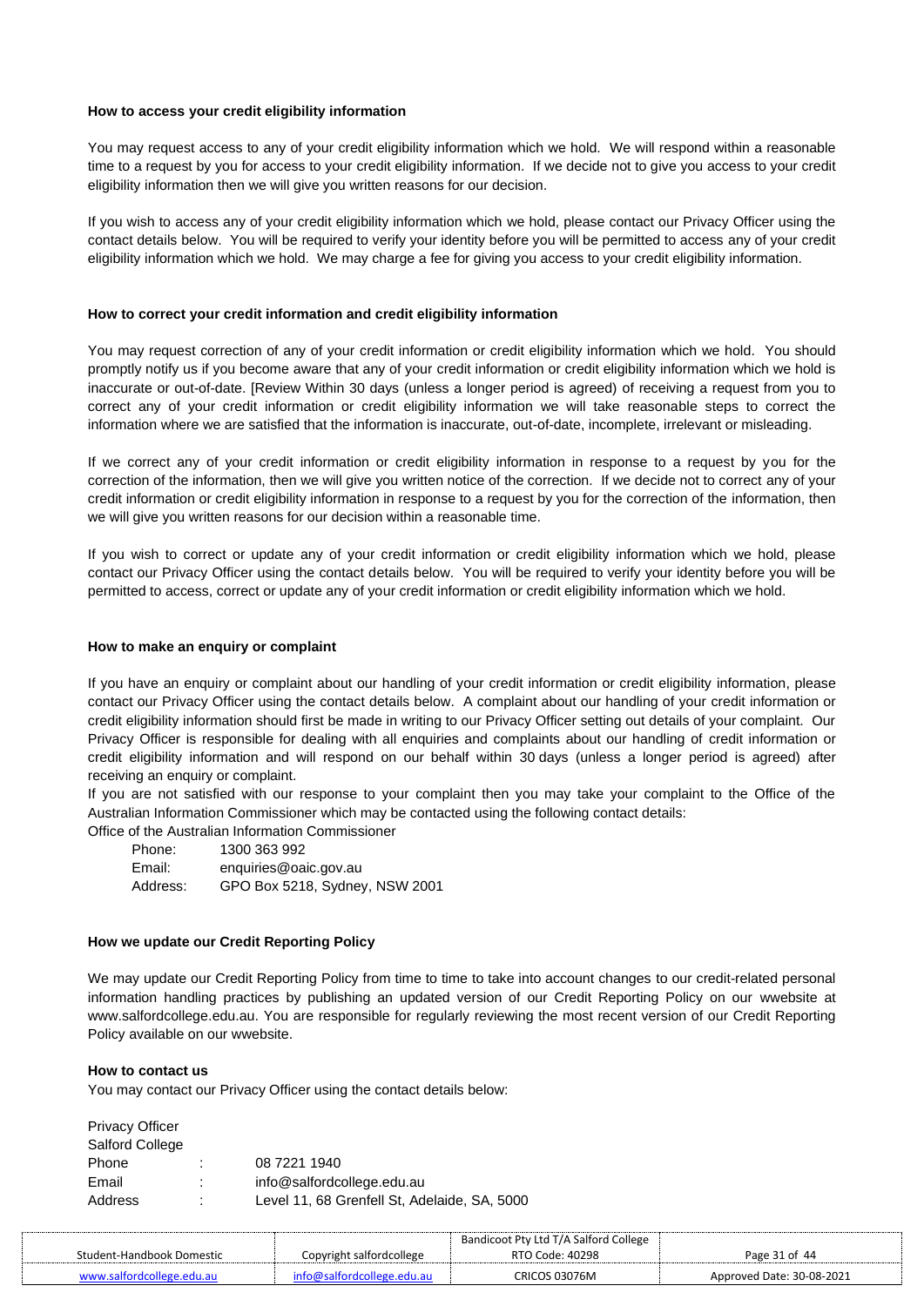### How to access your credit eligibility information

You may request access to any of your credit eligibility information which we hold. We will respond within a reasonable time to a request by you for access to your credit eligibility information. If we decide not to give you access to your credit eligibility information then we will give you written reasons for our decision.

If you wish to access any of your credit eligibility information which we hold, please contact our Privacy Officer using the contact details below. You will be required to verify your identity before you will be permitted to access any of your credit eligibility information which we hold. We may charge a fee for giving you access to your credit eligibility information.

### How to correct your credit information and credit eligibility information

You may request correction of any of your credit information or credit eligibility information which we hold. You should promptly notify us if you become aware that any of your credit information or credit eligibility information which we hold is inaccurate or out-of-date. [Review Within 30 days (unless a longer period is agreed) of receiving a request from you to correct any of your credit information or credit eligibility information we will take reasonable steps to correct the information where we are satisfied that the information is inaccurate, out-of-date, incomplete, irrelevant or misleading.

If we correct any of your credit information or credit eligibility information in response to a request by you for the correction of the information, then we will give you written notice of the correction. If we decide not to correct any of your credit information or credit eligibility information in response to a request by you for the correction of the information, then we will give you written reasons for our decision within a reasonable time.

If you wish to correct or update any of your credit information or credit eligibility information which we hold, please contact our Privacy Officer using the contact details below. You will be required to verify your identity before you will be permitted to access, correct or update any of your credit information or credit eligibility information which we hold.

### How to make an enquiry or complaint

If you have an enquiry or complaint about our handling of your credit information or credit eligibility information, please contact our Privacy Officer using the contact details below. A complaint about our handling of your credit information or credit eligibility information should first be made in writing to our Privacy Officer setting out details of your complaint. Our Privacy Officer is responsible for dealing with all enquiries and complaints about our handling of credit information or credit eligibility information and will respond on our behalf within 30 days (unless a longer period is agreed) after receiving an enquiry or complaint.

If you are not satisfied with our response to your complaint then you may take your complaint to the Office of the Australian Information Commissioner which may be contacted using the following contact details:

Office of the Australian Information Commissioner

Phone: 1300 363 992
Email: enquiries@oaic.gov.au
Address: GPO Box 5218, Sydney, NSW 2001

### How we update our Credit Reporting Policy

We may update our Credit Reporting Policy from time to time to take into account changes to our credit-related personal information handling practices by publishing an updated version of our Credit Reporting Policy on our wwebsite at www.salfordcollege.edu.au. You are responsible for regularly reviewing the most recent version of our Credit Reporting Policy available on our wwebsite.

### How to contact us

You may contact our Privacy Officer using the contact details below:

Privacy Officer
Salford College
Phone : 08 7221 1940
Email : info@salfordcollege.edu.au
Address : Level 11, 68 Grenfell St, Adelaide, SA, 5000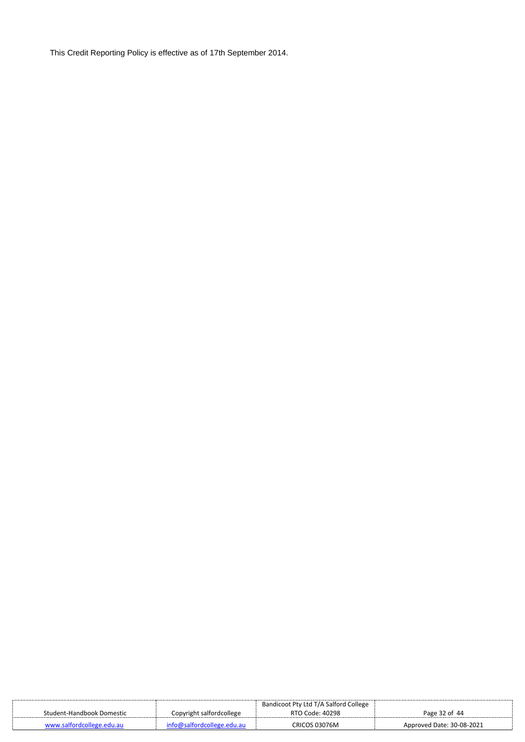This Credit Reporting Policy is effective as of 17th September 2014.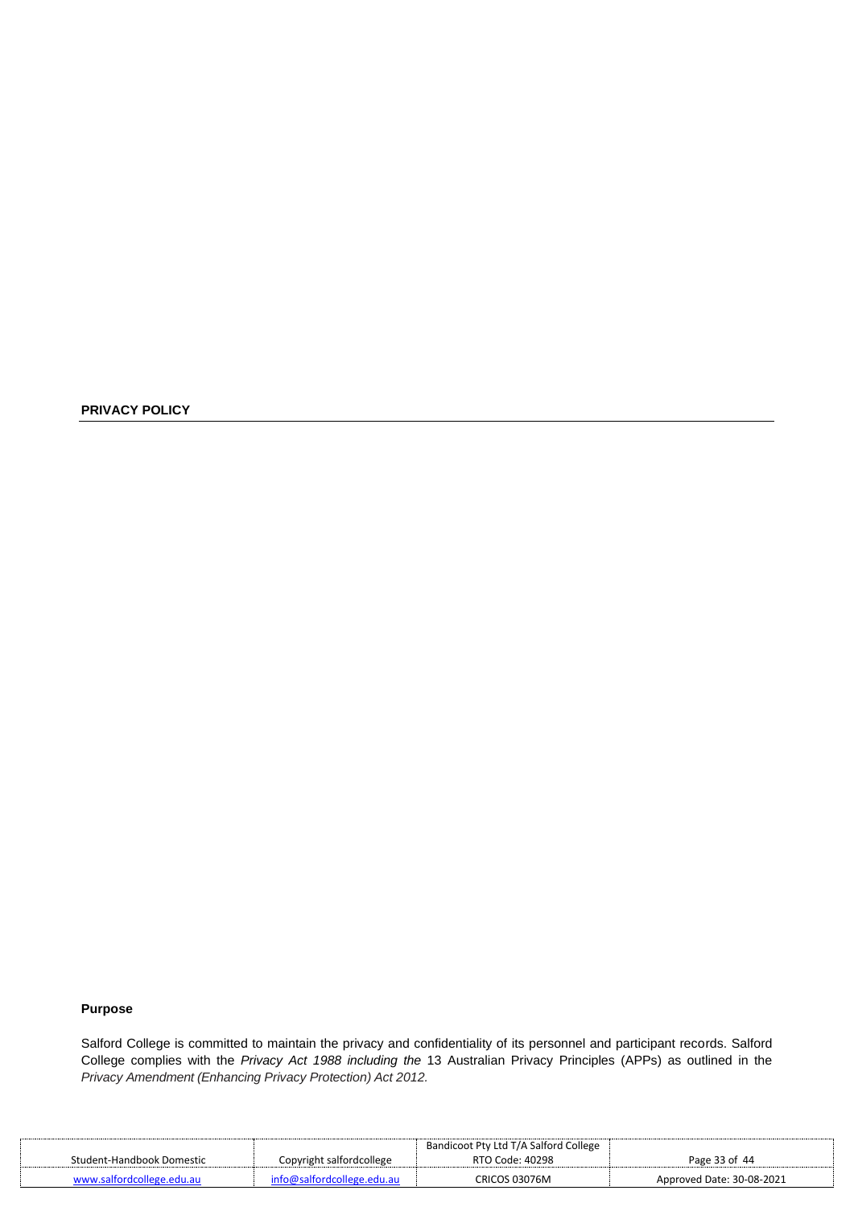## PRIVACY POLICY

### Purpose

Salford College is committed to maintain the privacy and confidentiality of its personnel and participant records. Salford College complies with the *Privacy Act 1988 including the* 13 Australian Privacy Principles (APPs) as outlined in the *Privacy Amendment (Enhancing Privacy Protection) Act 2012.*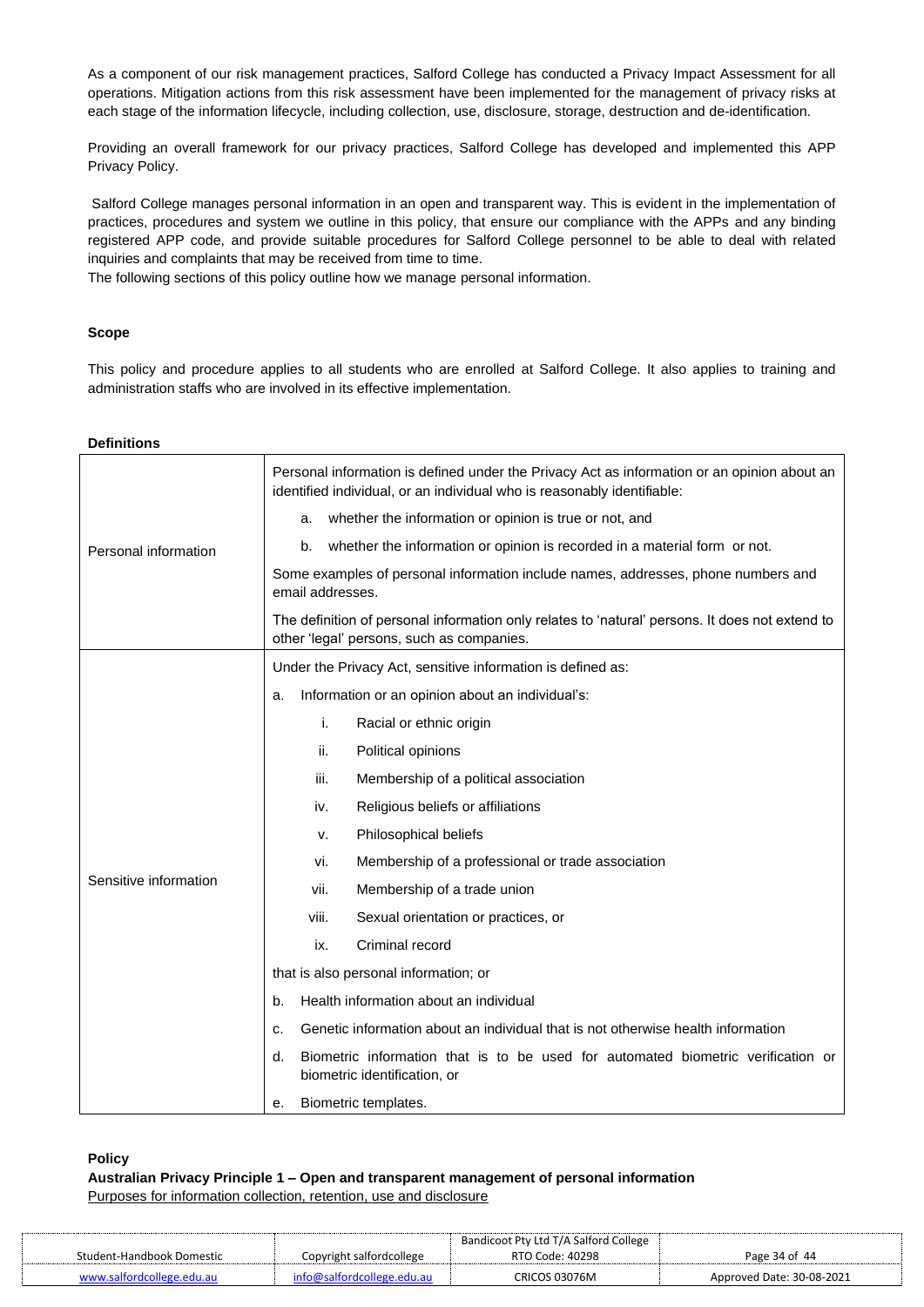As a component of our risk management practices, Salford College has conducted a Privacy Impact Assessment for all operations. Mitigation actions from this risk assessment have been implemented for the management of privacy risks at each stage of the information lifecycle, including collection, use, disclosure, storage, destruction and de-identification.

Providing an overall framework for our privacy practices, Salford College has developed and implemented this APP Privacy Policy.

Salford College manages personal information in an open and transparent way. This is evident in the implementation of practices, procedures and system we outline in this policy, that ensure our compliance with the APPs and any binding registered APP code, and provide suitable procedures for Salford College personnel to be able to deal with related inquiries and complaints that may be received from time to time.

The following sections of this policy outline how we manage personal information.

**Scope**

This policy and procedure applies to all students who are enrolled at Salford College. It also applies to training and administration staffs who are involved in its effective implementation.

**Definitions**

| | |
|---|---|
| Personal information | Personal information is defined under the Privacy Act as information or an opinion about an identified individual, or an individual who is reasonably identifiable:<br>a. whether the information or opinion is true or not, and<br>b. whether the information or opinion is recorded in a material form or not.<br>Some examples of personal information include names, addresses, phone numbers and email addresses.<br>The definition of personal information only relates to 'natural' persons. It does not extend to other 'legal' persons, such as companies. |
| Sensitive information | Under the Privacy Act, sensitive information is defined as:<br>a. Information or an opinion about an individual's:<br>i. Racial or ethnic origin<br>ii. Political opinions<br>iii. Membership of a political association<br>iv. Religious beliefs or affiliations<br>v. Philosophical beliefs<br>vi. Membership of a professional or trade association<br>vii. Membership of a trade union<br>viii. Sexual orientation or practices, or<br>ix. Criminal record<br>that is also personal information; or<br>b. Health information about an individual<br>c. Genetic information about an individual that is not otherwise health information<br>d. Biometric information that is to be used for automated biometric verification or biometric identification, or<br>e. Biometric templates. |

**Policy**

**Australian Privacy Principle 1 – Open and transparent management of personal information**

<u>Purposes for information collection, retention, use and disclosure</u>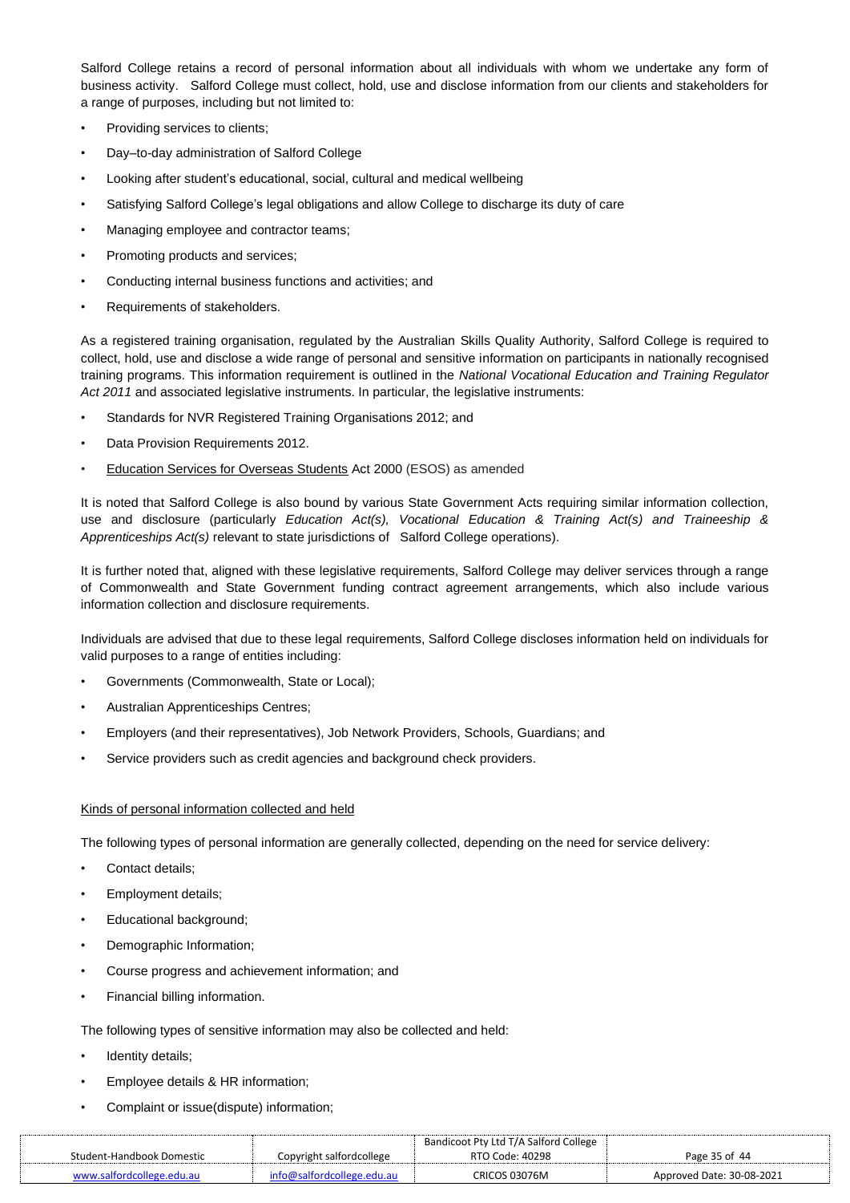Salford College retains a record of personal information about all individuals with whom we undertake any form of business activity. Salford College must collect, hold, use and disclose information from our clients and stakeholders for a range of purposes, including but not limited to:

- Providing services to clients;
- Day–to-day administration of Salford College
- Looking after student's educational, social, cultural and medical wellbeing
- Satisfying Salford College's legal obligations and allow College to discharge its duty of care
- Managing employee and contractor teams;
- Promoting products and services;
- Conducting internal business functions and activities; and
- Requirements of stakeholders.

As a registered training organisation, regulated by the Australian Skills Quality Authority, Salford College is required to collect, hold, use and disclose a wide range of personal and sensitive information on participants in nationally recognised training programs. This information requirement is outlined in the *National Vocational Education and Training Regulator Act 2011* and associated legislative instruments. In particular, the legislative instruments:

- Standards for NVR Registered Training Organisations 2012; and
- Data Provision Requirements 2012.
- Education Services for Overseas Students Act 2000 (ESOS) as amended

It is noted that Salford College is also bound by various State Government Acts requiring similar information collection, use and disclosure (particularly *Education Act(s), Vocational Education & Training Act(s) and Traineeship & Apprenticeships Act(s)* relevant to state jurisdictions of Salford College operations).

It is further noted that, aligned with these legislative requirements, Salford College may deliver services through a range of Commonwealth and State Government funding contract agreement arrangements, which also include various information collection and disclosure requirements.

Individuals are advised that due to these legal requirements, Salford College discloses information held on individuals for valid purposes to a range of entities including:

- Governments (Commonwealth, State or Local);
- Australian Apprenticeships Centres;
- Employers (and their representatives), Job Network Providers, Schools, Guardians; and
- Service providers such as credit agencies and background check providers.

Kinds of personal information collected and held

The following types of personal information are generally collected, depending on the need for service delivery:

- Contact details;
- Employment details;
- Educational background;
- Demographic Information;
- Course progress and achievement information; and
- Financial billing information.

The following types of sensitive information may also be collected and held:

- Identity details;
- Employee details & HR information;
- Complaint or issue(dispute) information;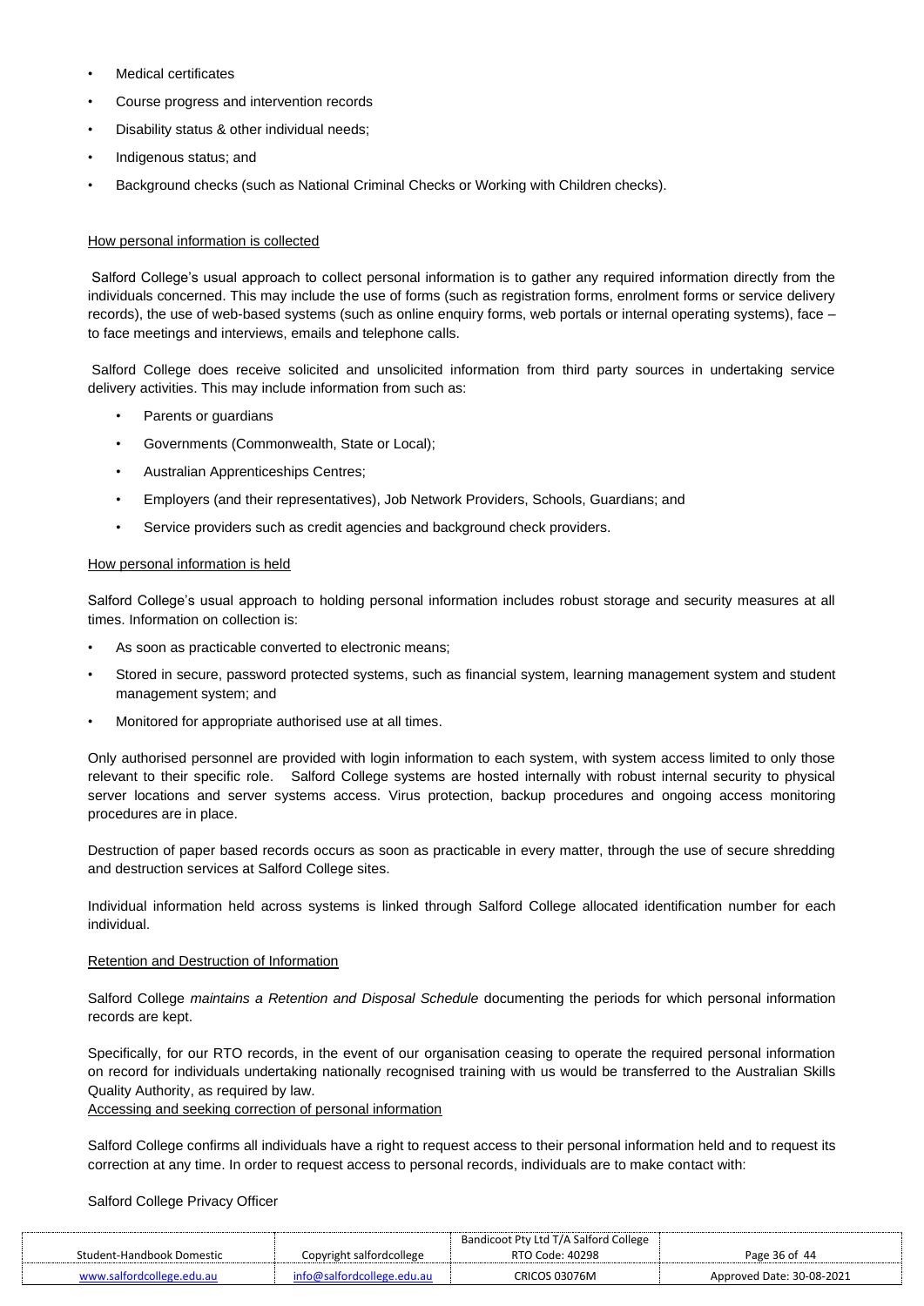- Medical certificates
- Course progress and intervention records
- Disability status & other individual needs;
- Indigenous status; and
- Background checks (such as National Criminal Checks or Working with Children checks).

<u>How personal information is collected</u>

Salford College's usual approach to collect personal information is to gather any required information directly from the individuals concerned. This may include the use of forms (such as registration forms, enrolment forms or service delivery records), the use of web-based systems (such as online enquiry forms, web portals or internal operating systems), face – to face meetings and interviews, emails and telephone calls.

Salford College does receive solicited and unsolicited information from third party sources in undertaking service delivery activities. This may include information from such as:

- Parents or guardians
- Governments (Commonwealth, State or Local);
- Australian Apprenticeships Centres;
- Employers (and their representatives), Job Network Providers, Schools, Guardians; and
- Service providers such as credit agencies and background check providers.

<u>How personal information is held</u>

Salford College's usual approach to holding personal information includes robust storage and security measures at all times. Information on collection is:

- As soon as practicable converted to electronic means;
- Stored in secure, password protected systems, such as financial system, learning management system and student management system; and
- Monitored for appropriate authorised use at all times.

Only authorised personnel are provided with login information to each system, with system access limited to only those relevant to their specific role. Salford College systems are hosted internally with robust internal security to physical server locations and server systems access. Virus protection, backup procedures and ongoing access monitoring procedures are in place.

Destruction of paper based records occurs as soon as practicable in every matter, through the use of secure shredding and destruction services at Salford College sites.

Individual information held across systems is linked through Salford College allocated identification number for each individual.

<u>Retention and Destruction of Information</u>

Salford College *maintains a Retention and Disposal Schedule* documenting the periods for which personal information records are kept.

Specifically, for our RTO records, in the event of our organisation ceasing to operate the required personal information on record for individuals undertaking nationally recognised training with us would be transferred to the Australian Skills Quality Authority, as required by law.

<u>Accessing and seeking correction of personal information</u>

Salford College confirms all individuals have a right to request access to their personal information held and to request its correction at any time. In order to request access to personal records, individuals are to make contact with:

Salford College Privacy Officer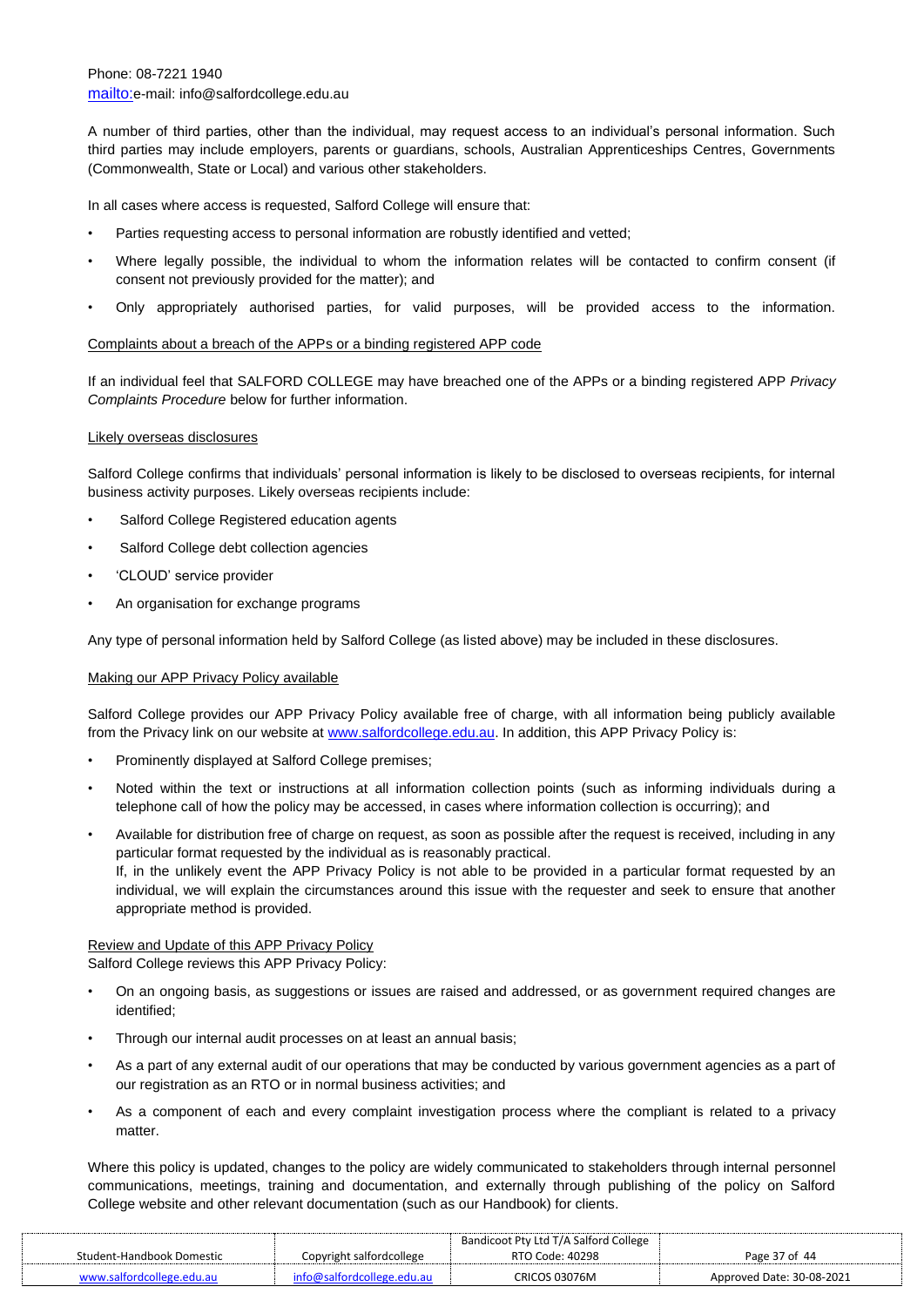Phone: 08-7221 1940
mailto:e-mail: info@salfordcollege.edu.au

A number of third parties, other than the individual, may request access to an individual's personal information. Such third parties may include employers, parents or guardians, schools, Australian Apprenticeships Centres, Governments (Commonwealth, State or Local) and various other stakeholders.

In all cases where access is requested, Salford College will ensure that:

- Parties requesting access to personal information are robustly identified and vetted;
- Where legally possible, the individual to whom the information relates will be contacted to confirm consent (if consent not previously provided for the matter); and
- Only appropriately authorised parties, for valid purposes, will be provided access to the information.

Complaints about a breach of the APPs or a binding registered APP code

If an individual feel that SALFORD COLLEGE may have breached one of the APPs or a binding registered APP *Privacy Complaints Procedure* below for further information.

Likely overseas disclosures

Salford College confirms that individuals' personal information is likely to be disclosed to overseas recipients, for internal business activity purposes. Likely overseas recipients include:

- Salford College Registered education agents
- Salford College debt collection agencies
- 'CLOUD' service provider
- An organisation for exchange programs

Any type of personal information held by Salford College (as listed above) may be included in these disclosures.

Making our APP Privacy Policy available

Salford College provides our APP Privacy Policy available free of charge, with all information being publicly available from the Privacy link on our website at www.salfordcollege.edu.au. In addition, this APP Privacy Policy is:

- Prominently displayed at Salford College premises;
- Noted within the text or instructions at all information collection points (such as informing individuals during a telephone call of how the policy may be accessed, in cases where information collection is occurring); and
- Available for distribution free of charge on request, as soon as possible after the request is received, including in any particular format requested by the individual as is reasonably practical.
  If, in the unlikely event the APP Privacy Policy is not able to be provided in a particular format requested by an individual, we will explain the circumstances around this issue with the requester and seek to ensure that another appropriate method is provided.

Review and Update of this APP Privacy Policy

Salford College reviews this APP Privacy Policy:

- On an ongoing basis, as suggestions or issues are raised and addressed, or as government required changes are identified;
- Through our internal audit processes on at least an annual basis;
- As a part of any external audit of our operations that may be conducted by various government agencies as a part of our registration as an RTO or in normal business activities; and
- As a component of each and every complaint investigation process where the compliant is related to a privacy matter.

Where this policy is updated, changes to the policy are widely communicated to stakeholders through internal personnel communications, meetings, training and documentation, and externally through publishing of the policy on Salford College website and other relevant documentation (such as our Handbook) for clients.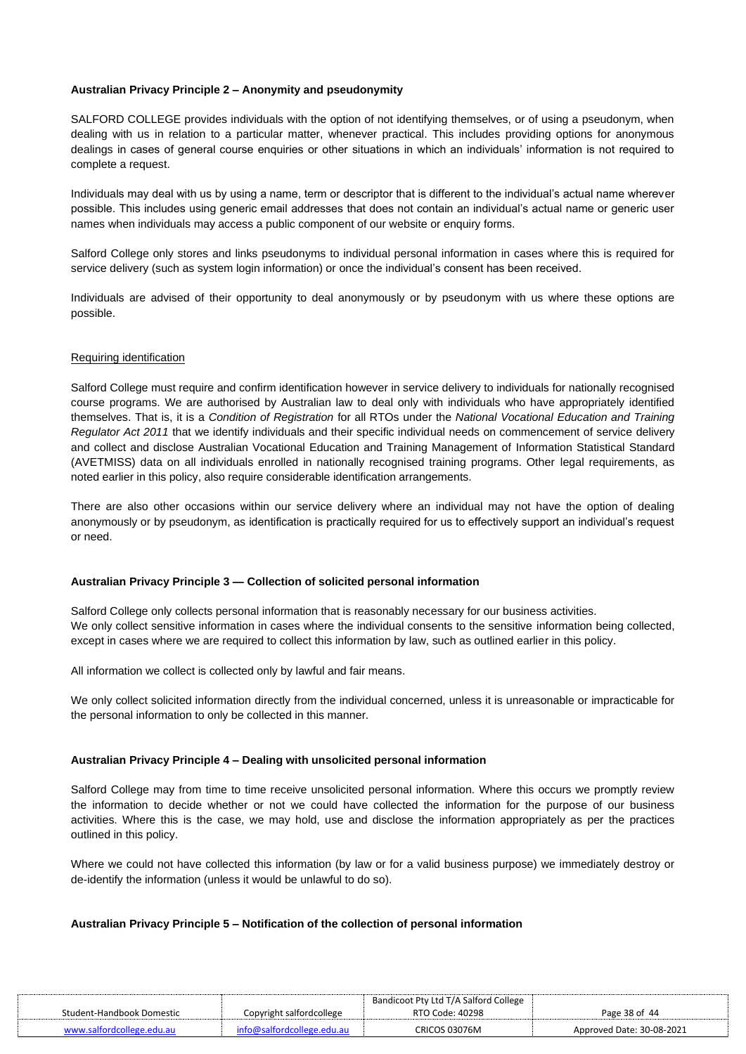**Australian Privacy Principle 2 – Anonymity and pseudonymity**

SALFORD COLLEGE provides individuals with the option of not identifying themselves, or of using a pseudonym, when dealing with us in relation to a particular matter, whenever practical. This includes providing options for anonymous dealings in cases of general course enquiries or other situations in which an individuals' information is not required to complete a request.

Individuals may deal with us by using a name, term or descriptor that is different to the individual's actual name wherever possible. This includes using generic email addresses that does not contain an individual's actual name or generic user names when individuals may access a public component of our website or enquiry forms.

Salford College only stores and links pseudonyms to individual personal information in cases where this is required for service delivery (such as system login information) or once the individual's consent has been received.

Individuals are advised of their opportunity to deal anonymously or by pseudonym with us where these options are possible.

Requiring identification

Salford College must require and confirm identification however in service delivery to individuals for nationally recognised course programs. We are authorised by Australian law to deal only with individuals who have appropriately identified themselves. That is, it is a *Condition of Registration* for all RTOs under the *National Vocational Education and Training Regulator Act 2011* that we identify individuals and their specific individual needs on commencement of service delivery and collect and disclose Australian Vocational Education and Training Management of Information Statistical Standard (AVETMISS) data on all individuals enrolled in nationally recognised training programs. Other legal requirements, as noted earlier in this policy, also require considerable identification arrangements.

There are also other occasions within our service delivery where an individual may not have the option of dealing anonymously or by pseudonym, as identification is practically required for us to effectively support an individual's request or need.

**Australian Privacy Principle 3 — Collection of solicited personal information**

Salford College only collects personal information that is reasonably necessary for our business activities.
We only collect sensitive information in cases where the individual consents to the sensitive information being collected, except in cases where we are required to collect this information by law, such as outlined earlier in this policy.

All information we collect is collected only by lawful and fair means.

We only collect solicited information directly from the individual concerned, unless it is unreasonable or impracticable for the personal information to only be collected in this manner.

**Australian Privacy Principle 4 – Dealing with unsolicited personal information**

Salford College may from time to time receive unsolicited personal information. Where this occurs we promptly review the information to decide whether or not we could have collected the information for the purpose of our business activities. Where this is the case, we may hold, use and disclose the information appropriately as per the practices outlined in this policy.

Where we could not have collected this information (by law or for a valid business purpose) we immediately destroy or de-identify the information (unless it would be unlawful to do so).

**Australian Privacy Principle 5 – Notification of the collection of personal information**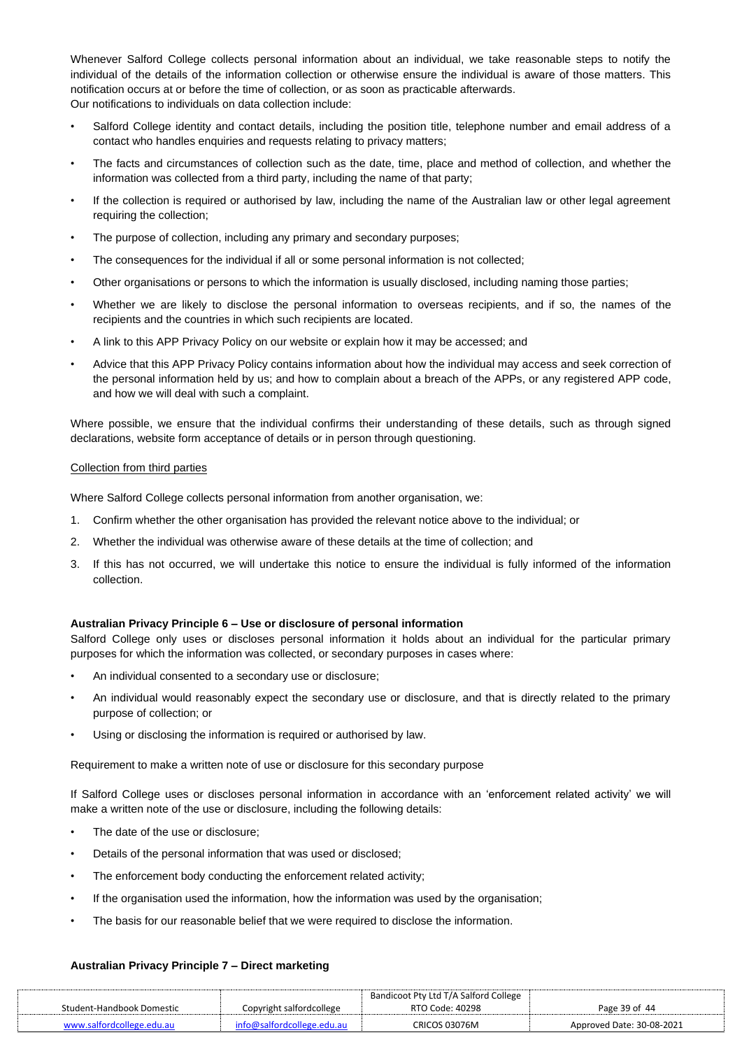Whenever Salford College collects personal information about an individual, we take reasonable steps to notify the individual of the details of the information collection or otherwise ensure the individual is aware of those matters. This notification occurs at or before the time of collection, or as soon as practicable afterwards.
Our notifications to individuals on data collection include:

- Salford College identity and contact details, including the position title, telephone number and email address of a contact who handles enquiries and requests relating to privacy matters;
- The facts and circumstances of collection such as the date, time, place and method of collection, and whether the information was collected from a third party, including the name of that party;
- If the collection is required or authorised by law, including the name of the Australian law or other legal agreement requiring the collection;
- The purpose of collection, including any primary and secondary purposes;
- The consequences for the individual if all or some personal information is not collected;
- Other organisations or persons to which the information is usually disclosed, including naming those parties;
- Whether we are likely to disclose the personal information to overseas recipients, and if so, the names of the recipients and the countries in which such recipients are located.
- A link to this APP Privacy Policy on our website or explain how it may be accessed; and
- Advice that this APP Privacy Policy contains information about how the individual may access and seek correction of the personal information held by us; and how to complain about a breach of the APPs, or any registered APP code, and how we will deal with such a complaint.

Where possible, we ensure that the individual confirms their understanding of these details, such as through signed declarations, website form acceptance of details or in person through questioning.

Collection from third parties

Where Salford College collects personal information from another organisation, we:

1. Confirm whether the other organisation has provided the relevant notice above to the individual; or
2. Whether the individual was otherwise aware of these details at the time of collection; and
3. If this has not occurred, we will undertake this notice to ensure the individual is fully informed of the information collection.

**Australian Privacy Principle 6 – Use or disclosure of personal information**

Salford College only uses or discloses personal information it holds about an individual for the particular primary purposes for which the information was collected, or secondary purposes in cases where:

- An individual consented to a secondary use or disclosure;
- An individual would reasonably expect the secondary use or disclosure, and that is directly related to the primary purpose of collection; or
- Using or disclosing the information is required or authorised by law.

Requirement to make a written note of use or disclosure for this secondary purpose

If Salford College uses or discloses personal information in accordance with an 'enforcement related activity' we will make a written note of the use or disclosure, including the following details:

- The date of the use or disclosure;
- Details of the personal information that was used or disclosed;
- The enforcement body conducting the enforcement related activity;
- If the organisation used the information, how the information was used by the organisation;
- The basis for our reasonable belief that we were required to disclose the information.

**Australian Privacy Principle 7 – Direct marketing**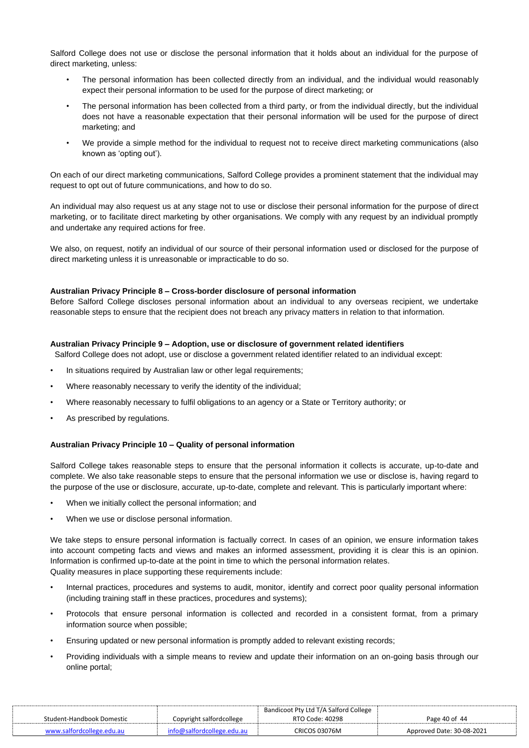Salford College does not use or disclose the personal information that it holds about an individual for the purpose of direct marketing, unless:

- The personal information has been collected directly from an individual, and the individual would reasonably expect their personal information to be used for the purpose of direct marketing; or
- The personal information has been collected from a third party, or from the individual directly, but the individual does not have a reasonable expectation that their personal information will be used for the purpose of direct marketing; and
- We provide a simple method for the individual to request not to receive direct marketing communications (also known as 'opting out').

On each of our direct marketing communications, Salford College provides a prominent statement that the individual may request to opt out of future communications, and how to do so.

An individual may also request us at any stage not to use or disclose their personal information for the purpose of direct marketing, or to facilitate direct marketing by other organisations. We comply with any request by an individual promptly and undertake any required actions for free.

We also, on request, notify an individual of our source of their personal information used or disclosed for the purpose of direct marketing unless it is unreasonable or impracticable to do so.

**Australian Privacy Principle 8 – Cross-border disclosure of personal information**

Before Salford College discloses personal information about an individual to any overseas recipient, we undertake reasonable steps to ensure that the recipient does not breach any privacy matters in relation to that information.

**Australian Privacy Principle 9 – Adoption, use or disclosure of government related identifiers**

Salford College does not adopt, use or disclose a government related identifier related to an individual except:

- In situations required by Australian law or other legal requirements;
- Where reasonably necessary to verify the identity of the individual;
- Where reasonably necessary to fulfil obligations to an agency or a State or Territory authority; or
- As prescribed by regulations.

**Australian Privacy Principle 10 – Quality of personal information**

Salford College takes reasonable steps to ensure that the personal information it collects is accurate, up-to-date and complete. We also take reasonable steps to ensure that the personal information we use or disclose is, having regard to the purpose of the use or disclosure, accurate, up-to-date, complete and relevant. This is particularly important where:

- When we initially collect the personal information; and
- When we use or disclose personal information.

We take steps to ensure personal information is factually correct. In cases of an opinion, we ensure information takes into account competing facts and views and makes an informed assessment, providing it is clear this is an opinion. Information is confirmed up-to-date at the point in time to which the personal information relates.
Quality measures in place supporting these requirements include:

- Internal practices, procedures and systems to audit, monitor, identify and correct poor quality personal information (including training staff in these practices, procedures and systems);
- Protocols that ensure personal information is collected and recorded in a consistent format, from a primary information source when possible;
- Ensuring updated or new personal information is promptly added to relevant existing records;
- Providing individuals with a simple means to review and update their information on an on-going basis through our online portal;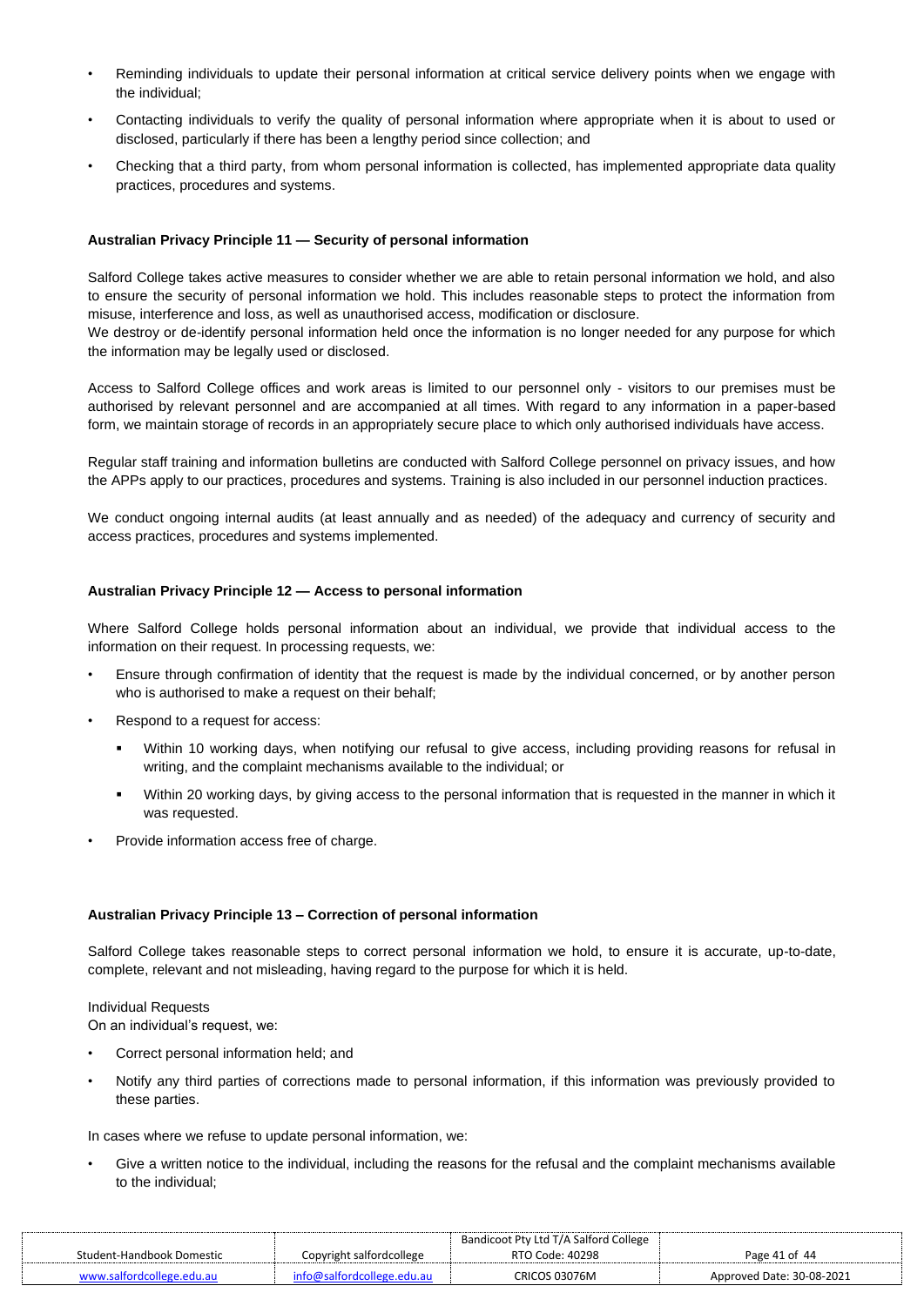- Reminding individuals to update their personal information at critical service delivery points when we engage with the individual;
- Contacting individuals to verify the quality of personal information where appropriate when it is about to used or disclosed, particularly if there has been a lengthy period since collection; and
- Checking that a third party, from whom personal information is collected, has implemented appropriate data quality practices, procedures and systems.

**Australian Privacy Principle 11 — Security of personal information**

Salford College takes active measures to consider whether we are able to retain personal information we hold, and also to ensure the security of personal information we hold. This includes reasonable steps to protect the information from misuse, interference and loss, as well as unauthorised access, modification or disclosure.
We destroy or de-identify personal information held once the information is no longer needed for any purpose for which the information may be legally used or disclosed.

Access to Salford College offices and work areas is limited to our personnel only - visitors to our premises must be authorised by relevant personnel and are accompanied at all times. With regard to any information in a paper-based form, we maintain storage of records in an appropriately secure place to which only authorised individuals have access.

Regular staff training and information bulletins are conducted with Salford College personnel on privacy issues, and how the APPs apply to our practices, procedures and systems. Training is also included in our personnel induction practices.

We conduct ongoing internal audits (at least annually and as needed) of the adequacy and currency of security and access practices, procedures and systems implemented.

**Australian Privacy Principle 12 — Access to personal information**

Where Salford College holds personal information about an individual, we provide that individual access to the information on their request. In processing requests, we:

- Ensure through confirmation of identity that the request is made by the individual concerned, or by another person who is authorised to make a request on their behalf;
- Respond to a request for access:
  - Within 10 working days, when notifying our refusal to give access, including providing reasons for refusal in writing, and the complaint mechanisms available to the individual; or
  - Within 20 working days, by giving access to the personal information that is requested in the manner in which it was requested.
- Provide information access free of charge.

**Australian Privacy Principle 13 – Correction of personal information**

Salford College takes reasonable steps to correct personal information we hold, to ensure it is accurate, up-to-date, complete, relevant and not misleading, having regard to the purpose for which it is held.

Individual Requests
On an individual's request, we:

- Correct personal information held; and
- Notify any third parties of corrections made to personal information, if this information was previously provided to these parties.

In cases where we refuse to update personal information, we:

- Give a written notice to the individual, including the reasons for the refusal and the complaint mechanisms available to the individual;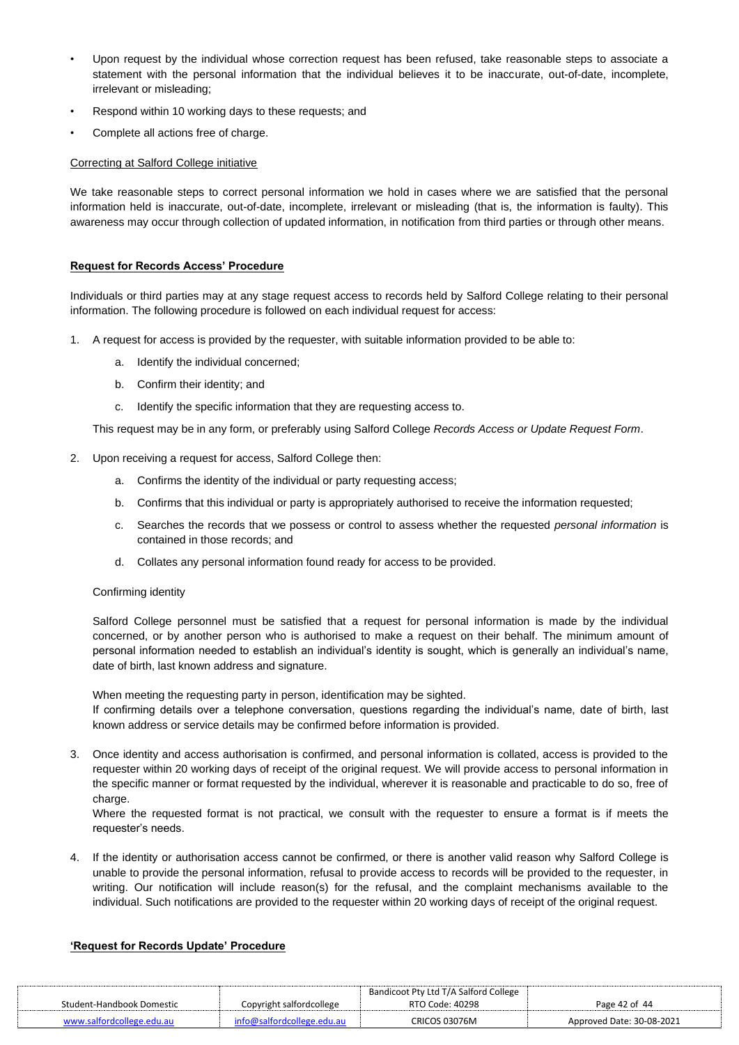- Upon request by the individual whose correction request has been refused, take reasonable steps to associate a statement with the personal information that the individual believes it to be inaccurate, out-of-date, incomplete, irrelevant or misleading;
- Respond within 10 working days to these requests; and
- Complete all actions free of charge.

Correcting at Salford College initiative

We take reasonable steps to correct personal information we hold in cases where we are satisfied that the personal information held is inaccurate, out-of-date, incomplete, irrelevant or misleading (that is, the information is faulty). This awareness may occur through collection of updated information, in notification from third parties or through other means.

**Request for Records Access' Procedure**

Individuals or third parties may at any stage request access to records held by Salford College relating to their personal information. The following procedure is followed on each individual request for access:

1. A request for access is provided by the requester, with suitable information provided to be able to:
   a. Identify the individual concerned;
   b. Confirm their identity; and
   c. Identify the specific information that they are requesting access to.

   This request may be in any form, or preferably using Salford College *Records Access or Update Request Form*.

2. Upon receiving a request for access, Salford College then:
   a. Confirms the identity of the individual or party requesting access;
   b. Confirms that this individual or party is appropriately authorised to receive the information requested;
   c. Searches the records that we possess or control to assess whether the requested *personal information* is contained in those records; and
   d. Collates any personal information found ready for access to be provided.

   Confirming identity

   Salford College personnel must be satisfied that a request for personal information is made by the individual concerned, or by another person who is authorised to make a request on their behalf. The minimum amount of personal information needed to establish an individual's identity is sought, which is generally an individual's name, date of birth, last known address and signature.

   When meeting the requesting party in person, identification may be sighted.
   If confirming details over a telephone conversation, questions regarding the individual's name, date of birth, last known address or service details may be confirmed before information is provided.

3. Once identity and access authorisation is confirmed, and personal information is collated, access is provided to the requester within 20 working days of receipt of the original request. We will provide access to personal information in the specific manner or format requested by the individual, wherever it is reasonable and practicable to do so, free of charge.
   Where the requested format is not practical, we consult with the requester to ensure a format is if meets the requester's needs.

4. If the identity or authorisation access cannot be confirmed, or there is another valid reason why Salford College is unable to provide the personal information, refusal to provide access to records will be provided to the requester, in writing. Our notification will include reason(s) for the refusal, and the complaint mechanisms available to the individual. Such notifications are provided to the requester within 20 working days of receipt of the original request.

**'Request for Records Update' Procedure**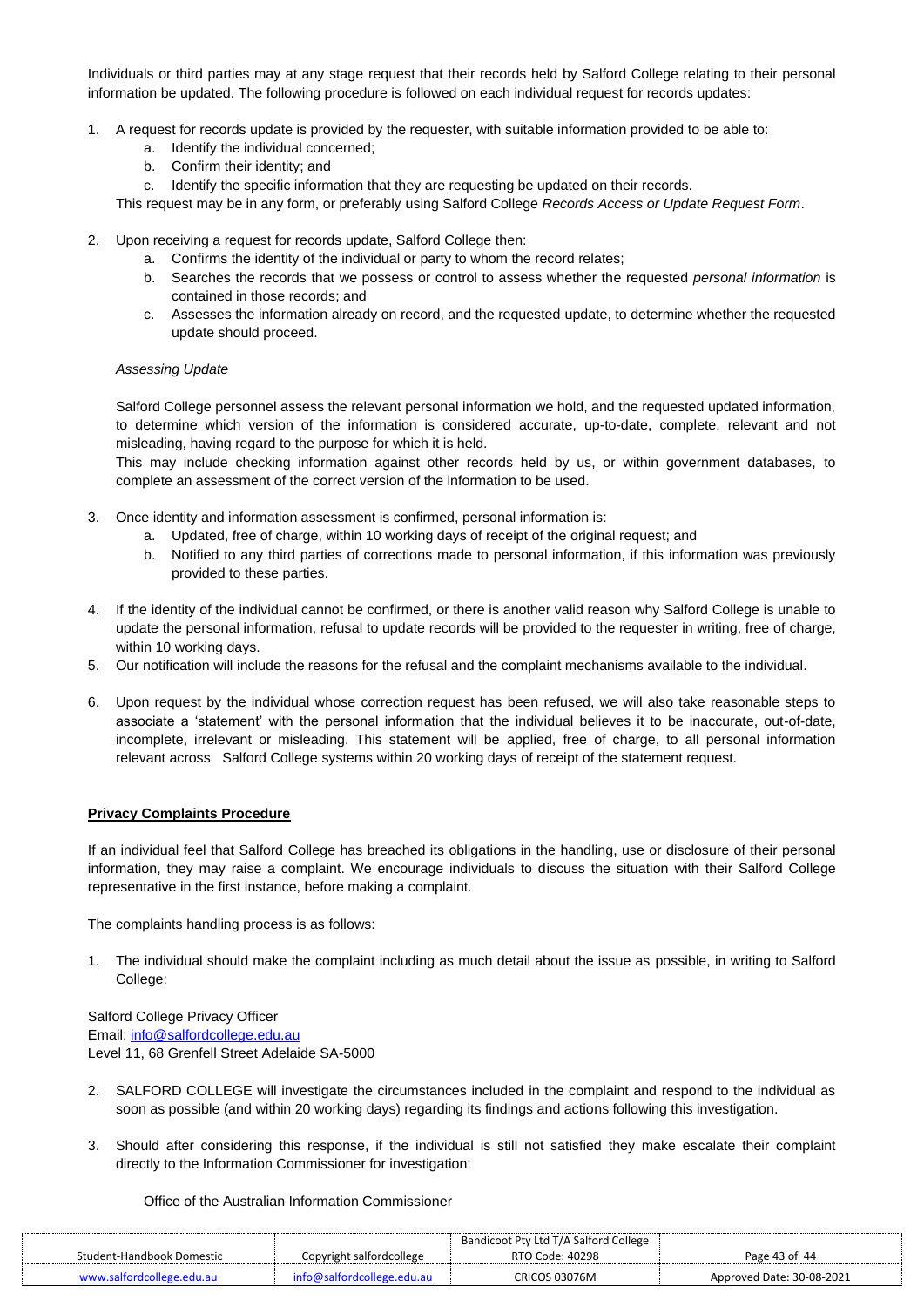Individuals or third parties may at any stage request that their records held by Salford College relating to their personal information be updated. The following procedure is followed on each individual request for records updates:

1. A request for records update is provided by the requester, with suitable information provided to be able to:
   a. Identify the individual concerned;
   b. Confirm their identity; and
   c. Identify the specific information that they are requesting be updated on their records.

   This request may be in any form, or preferably using Salford College *Records Access or Update Request Form*.

2. Upon receiving a request for records update, Salford College then:
   a. Confirms the identity of the individual or party to whom the record relates;
   b. Searches the records that we possess or control to assess whether the requested *personal information* is contained in those records; and
   c. Assesses the information already on record, and the requested update, to determine whether the requested update should proceed.

   *Assessing Update*

   Salford College personnel assess the relevant personal information we hold, and the requested updated information, to determine which version of the information is considered accurate, up-to-date, complete, relevant and not misleading, having regard to the purpose for which it is held.

   This may include checking information against other records held by us, or within government databases, to complete an assessment of the correct version of the information to be used.

3. Once identity and information assessment is confirmed, personal information is:
   a. Updated, free of charge, within 10 working days of receipt of the original request; and
   b. Notified to any third parties of corrections made to personal information, if this information was previously provided to these parties.

4. If the identity of the individual cannot be confirmed, or there is another valid reason why Salford College is unable to update the personal information, refusal to update records will be provided to the requester in writing, free of charge, within 10 working days.
5. Our notification will include the reasons for the refusal and the complaint mechanisms available to the individual.

6. Upon request by the individual whose correction request has been refused, we will also take reasonable steps to associate a 'statement' with the personal information that the individual believes it to be inaccurate, out-of-date, incomplete, irrelevant or misleading. This statement will be applied, free of charge, to all personal information relevant across Salford College systems within 20 working days of receipt of the statement request.

**Privacy Complaints Procedure**

If an individual feel that Salford College has breached its obligations in the handling, use or disclosure of their personal information, they may raise a complaint. We encourage individuals to discuss the situation with their Salford College representative in the first instance, before making a complaint.

The complaints handling process is as follows:

1. The individual should make the complaint including as much detail about the issue as possible, in writing to Salford College:

Salford College Privacy Officer
Email: info@salfordcollege.edu.au
Level 11, 68 Grenfell Street Adelaide SA-5000

2. SALFORD COLLEGE will investigate the circumstances included in the complaint and respond to the individual as soon as possible (and within 20 working days) regarding its findings and actions following this investigation.

3. Should after considering this response, if the individual is still not satisfied they make escalate their complaint directly to the Information Commissioner for investigation:

   Office of the Australian Information Commissioner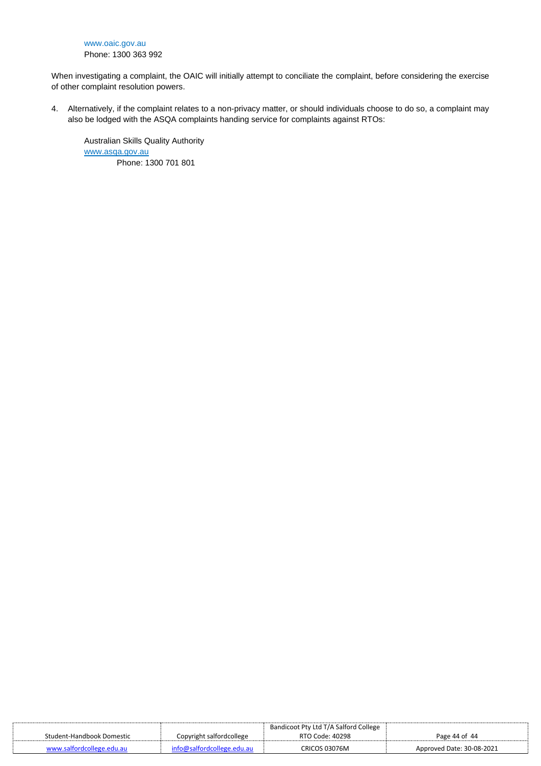www.oaic.gov.au
Phone: 1300 363 992

When investigating a complaint, the OAIC will initially attempt to conciliate the complaint, before considering the exercise of other complaint resolution powers.

4. Alternatively, if the complaint relates to a non-privacy matter, or should individuals choose to do so, a complaint may also be lodged with the ASQA complaints handing service for complaints against RTOs:

   Australian Skills Quality Authority
   www.asqa.gov.au
   Phone: 1300 701 801